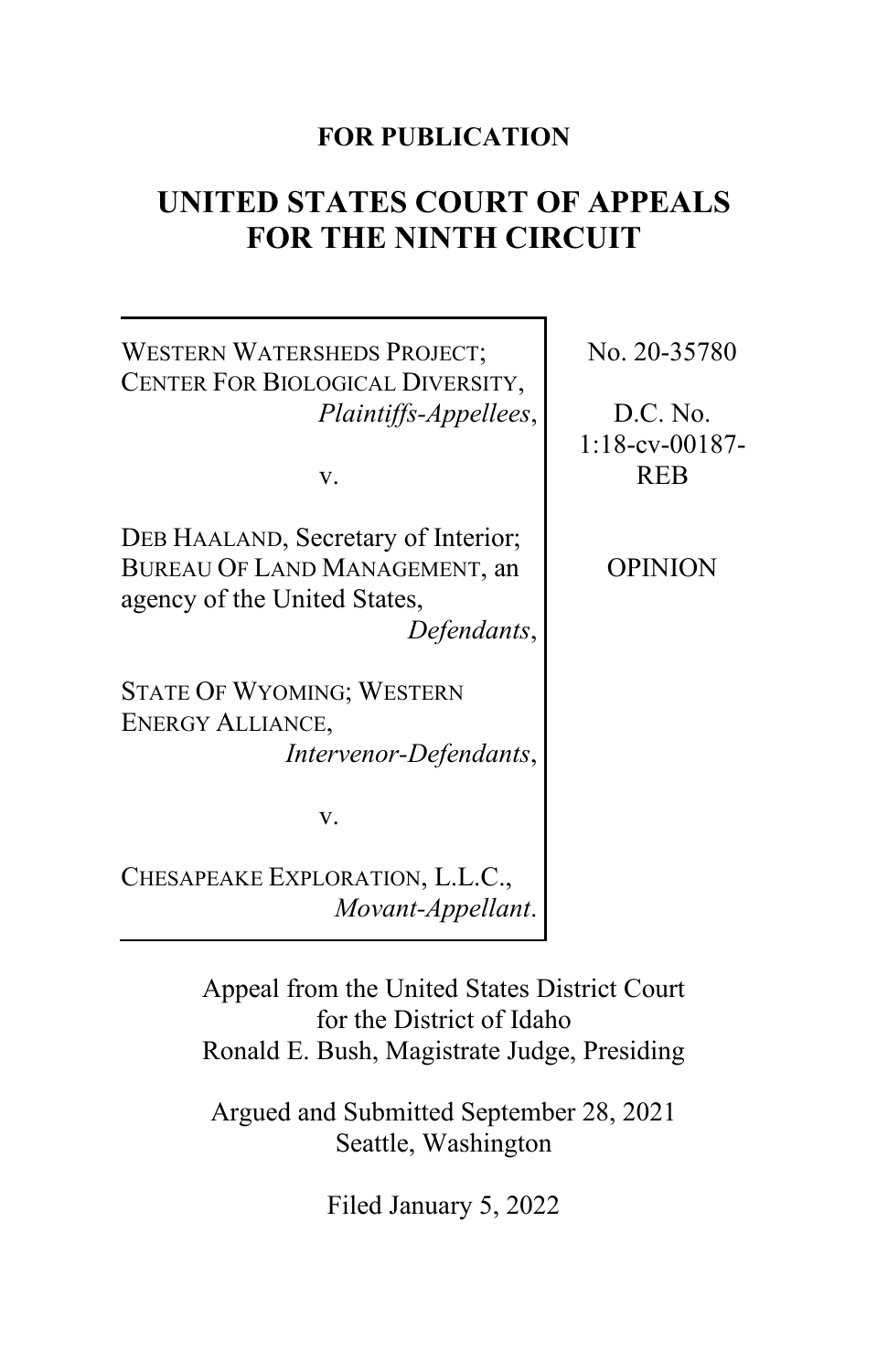**FOR PUBLICATION**

# UNITED STATES COURT OF APPEALS FOR THE NINTH CIRCUIT

WESTERN WATERSHEDS PROJECT; CENTER FOR BIOLOGICAL DIVERSITY,
*Plaintiffs-Appellees*,

v.

DEB HAALAND, Secretary of Interior; BUREAU OF LAND MANAGEMENT, an agency of the United States,
*Defendants*,

STATE OF WYOMING; WESTERN ENERGY ALLIANCE,
*Intervenor-Defendants*,

v.

CHESAPEAKE EXPLORATION, L.L.C.,
*Movant-Appellant*.

No. 20-35780

D.C. No. 1:18-cv-00187-REB

OPINION

Appeal from the United States District Court for the District of Idaho
Ronald E. Bush, Magistrate Judge, Presiding

Argued and Submitted September 28, 2021
Seattle, Washington

Filed January 5, 2022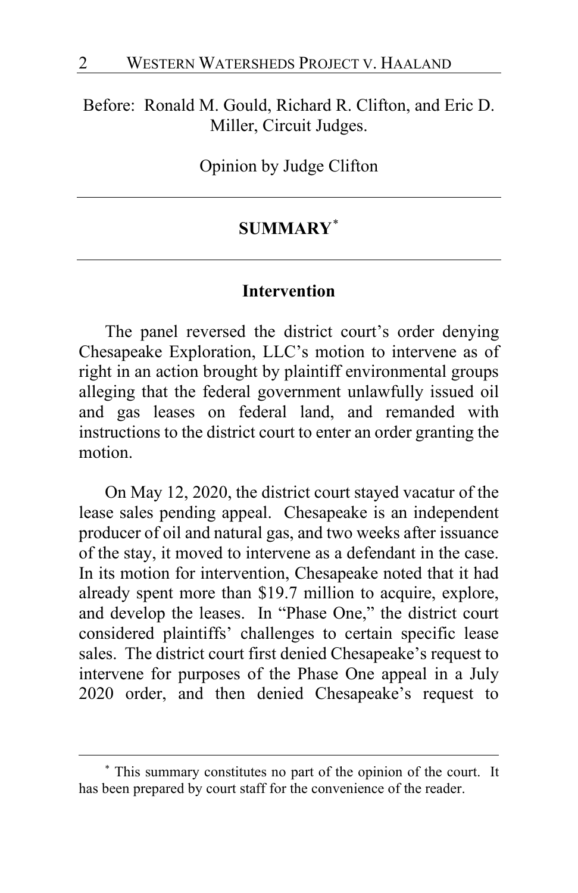Before: Ronald M. Gould, Richard R. Clifton, and Eric D. Miller, Circuit Judges.

Opinion by Judge Clifton

## SUMMARY[*]

### Intervention

The panel reversed the district court's order denying Chesapeake Exploration, LLC's motion to intervene as of right in an action brought by plaintiff environmental groups alleging that the federal government unlawfully issued oil and gas leases on federal land, and remanded with instructions to the district court to enter an order granting the motion.

On May 12, 2020, the district court stayed vacatur of the lease sales pending appeal. Chesapeake is an independent producer of oil and natural gas, and two weeks after issuance of the stay, it moved to intervene as a defendant in the case. In its motion for intervention, Chesapeake noted that it had already spent more than $19.7 million to acquire, explore, and develop the leases. In "Phase One," the district court considered plaintiffs' challenges to certain specific lease sales. The district court first denied Chesapeake's request to intervene for purposes of the Phase One appeal in a July 2020 order, and then denied Chesapeake's request to

[*] This summary constitutes no part of the opinion of the court. It has been prepared by court staff for the convenience of the reader.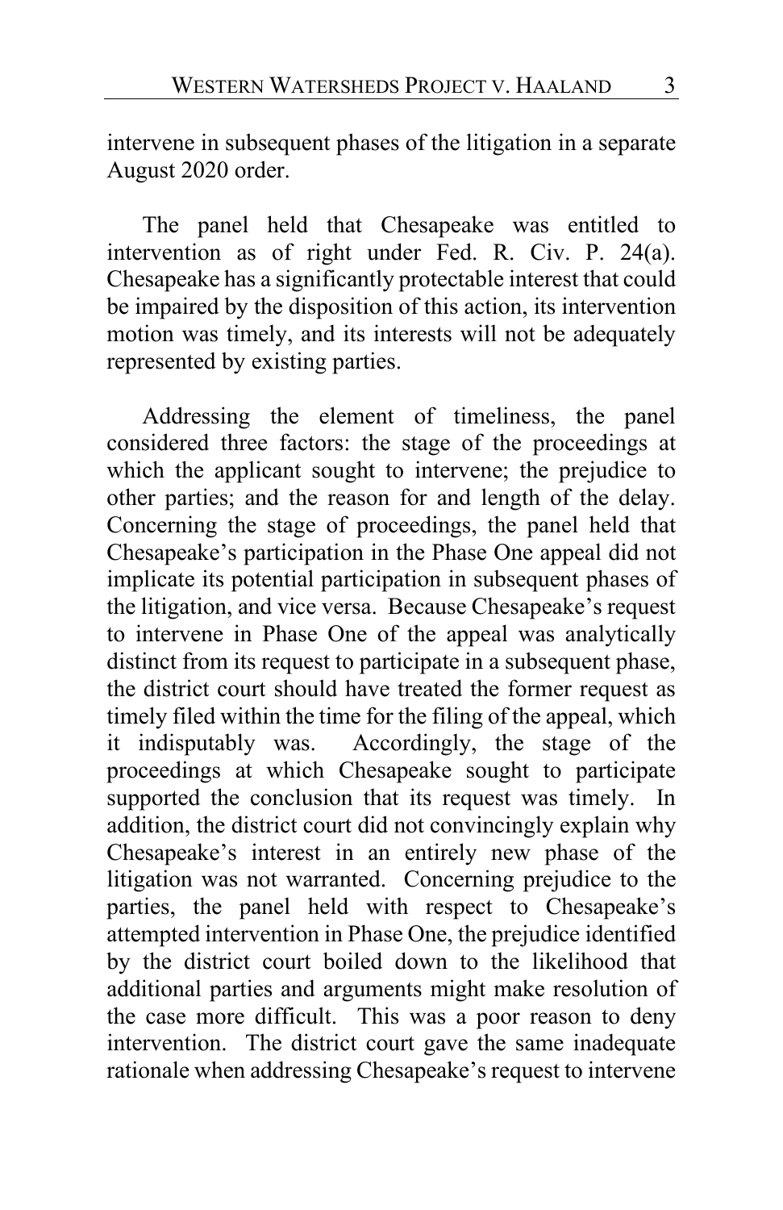intervene in subsequent phases of the litigation in a separate August 2020 order.

The panel held that Chesapeake was entitled to intervention as of right under Fed. R. Civ. P. 24(a). Chesapeake has a significantly protectable interest that could be impaired by the disposition of this action, its intervention motion was timely, and its interests will not be adequately represented by existing parties.

Addressing the element of timeliness, the panel considered three factors: the stage of the proceedings at which the applicant sought to intervene; the prejudice to other parties; and the reason for and length of the delay. Concerning the stage of proceedings, the panel held that Chesapeake's participation in the Phase One appeal did not implicate its potential participation in subsequent phases of the litigation, and vice versa. Because Chesapeake's request to intervene in Phase One of the appeal was analytically distinct from its request to participate in a subsequent phase, the district court should have treated the former request as timely filed within the time for the filing of the appeal, which it indisputably was. Accordingly, the stage of the proceedings at which Chesapeake sought to participate supported the conclusion that its request was timely. In addition, the district court did not convincingly explain why Chesapeake's interest in an entirely new phase of the litigation was not warranted. Concerning prejudice to the parties, the panel held with respect to Chesapeake's attempted intervention in Phase One, the prejudice identified by the district court boiled down to the likelihood that additional parties and arguments might make resolution of the case more difficult. This was a poor reason to deny intervention. The district court gave the same inadequate rationale when addressing Chesapeake's request to intervene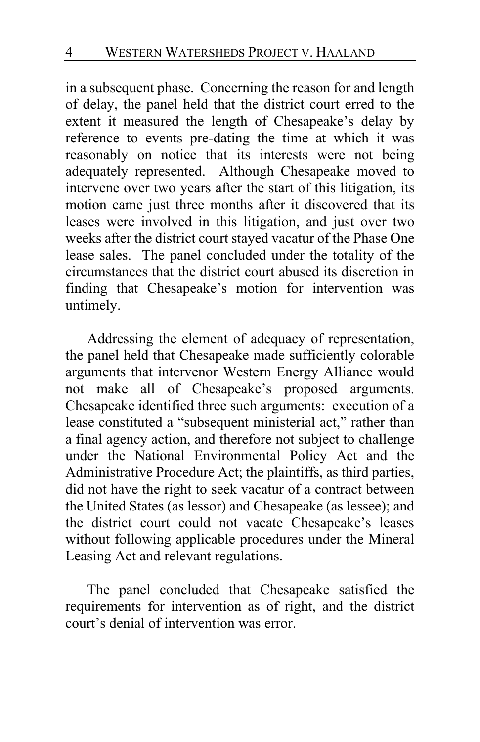in a subsequent phase. Concerning the reason for and length of delay, the panel held that the district court erred to the extent it measured the length of Chesapeake's delay by reference to events pre-dating the time at which it was reasonably on notice that its interests were not being adequately represented. Although Chesapeake moved to intervene over two years after the start of this litigation, its motion came just three months after it discovered that its leases were involved in this litigation, and just over two weeks after the district court stayed vacatur of the Phase One lease sales. The panel concluded under the totality of the circumstances that the district court abused its discretion in finding that Chesapeake's motion for intervention was untimely.

Addressing the element of adequacy of representation, the panel held that Chesapeake made sufficiently colorable arguments that intervenor Western Energy Alliance would not make all of Chesapeake's proposed arguments. Chesapeake identified three such arguments: execution of a lease constituted a "subsequent ministerial act," rather than a final agency action, and therefore not subject to challenge under the National Environmental Policy Act and the Administrative Procedure Act; the plaintiffs, as third parties, did not have the right to seek vacatur of a contract between the United States (as lessor) and Chesapeake (as lessee); and the district court could not vacate Chesapeake's leases without following applicable procedures under the Mineral Leasing Act and relevant regulations.

The panel concluded that Chesapeake satisfied the requirements for intervention as of right, and the district court's denial of intervention was error.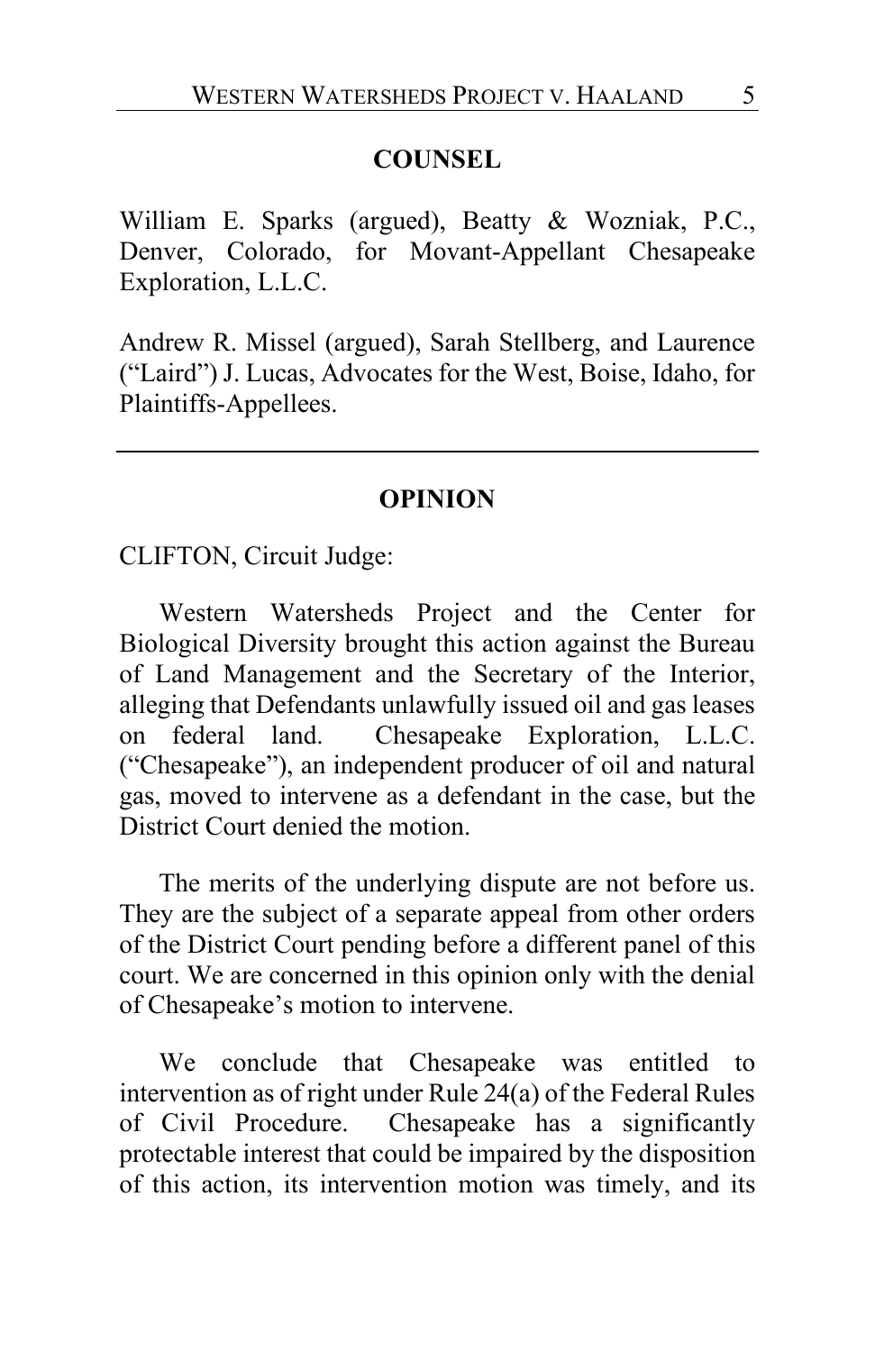## COUNSEL

William E. Sparks (argued), Beatty & Wozniak, P.C., Denver, Colorado, for Movant-Appellant Chesapeake Exploration, L.L.C.

Andrew R. Missel (argued), Sarah Stellberg, and Laurence ("Laird") J. Lucas, Advocates for the West, Boise, Idaho, for Plaintiffs-Appellees.

---

## OPINION

CLIFTON, Circuit Judge:

Western Watersheds Project and the Center for Biological Diversity brought this action against the Bureau of Land Management and the Secretary of the Interior, alleging that Defendants unlawfully issued oil and gas leases on federal land. Chesapeake Exploration, L.L.C. ("Chesapeake"), an independent producer of oil and natural gas, moved to intervene as a defendant in the case, but the District Court denied the motion.

The merits of the underlying dispute are not before us. They are the subject of a separate appeal from other orders of the District Court pending before a different panel of this court. We are concerned in this opinion only with the denial of Chesapeake's motion to intervene.

We conclude that Chesapeake was entitled to intervention as of right under Rule 24(a) of the Federal Rules of Civil Procedure. Chesapeake has a significantly protectable interest that could be impaired by the disposition of this action, its intervention motion was timely, and its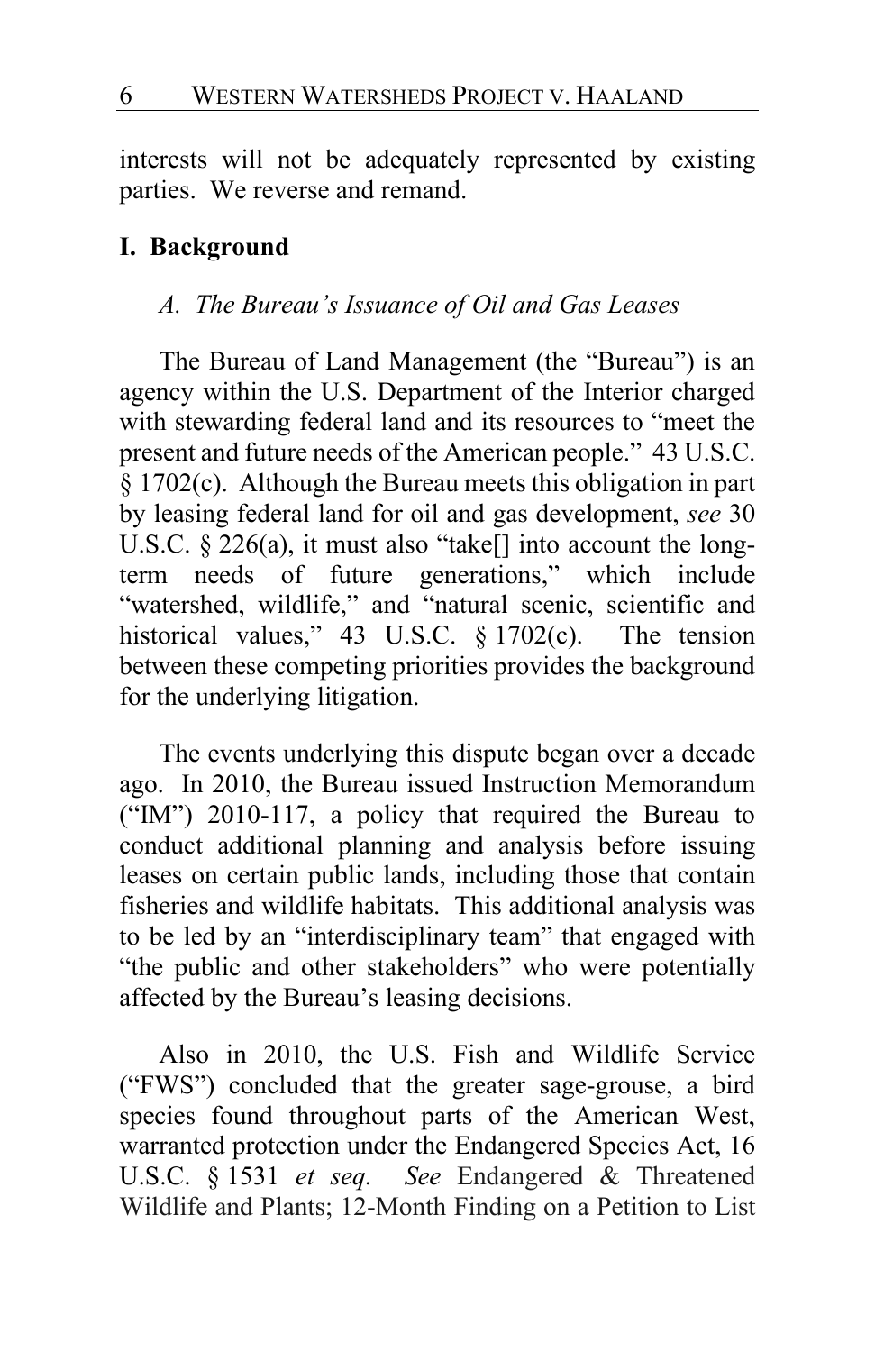interests will not be adequately represented by existing parties. We reverse and remand.

## I. Background

### *A. The Bureau's Issuance of Oil and Gas Leases*

The Bureau of Land Management (the "Bureau") is an agency within the U.S. Department of the Interior charged with stewarding federal land and its resources to "meet the present and future needs of the American people." 43 U.S.C. § 1702(c). Although the Bureau meets this obligation in part by leasing federal land for oil and gas development, *see* 30 U.S.C. § 226(a), it must also "take[] into account the long-term needs of future generations," which include "watershed, wildlife," and "natural scenic, scientific and historical values," 43 U.S.C. § 1702(c). The tension between these competing priorities provides the background for the underlying litigation.

The events underlying this dispute began over a decade ago. In 2010, the Bureau issued Instruction Memorandum ("IM") 2010-117, a policy that required the Bureau to conduct additional planning and analysis before issuing leases on certain public lands, including those that contain fisheries and wildlife habitats. This additional analysis was to be led by an "interdisciplinary team" that engaged with "the public and other stakeholders" who were potentially affected by the Bureau's leasing decisions.

Also in 2010, the U.S. Fish and Wildlife Service ("FWS") concluded that the greater sage-grouse, a bird species found throughout parts of the American West, warranted protection under the Endangered Species Act, 16 U.S.C. § 1531 *et seq.* *See* Endangered & Threatened Wildlife and Plants; 12-Month Finding on a Petition to List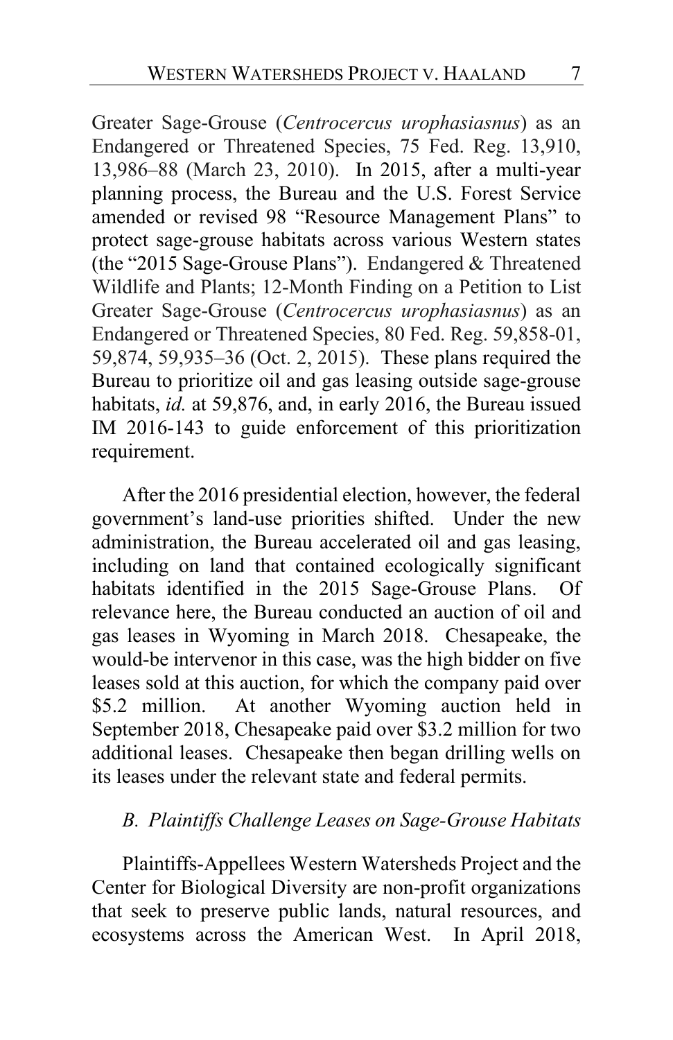Greater Sage-Grouse (*Centrocercus urophasiasnus*) as an Endangered or Threatened Species, 75 Fed. Reg. 13,910, 13,986–88 (March 23, 2010). In 2015, after a multi-year planning process, the Bureau and the U.S. Forest Service amended or revised 98 "Resource Management Plans" to protect sage-grouse habitats across various Western states (the "2015 Sage-Grouse Plans"). Endangered & Threatened Wildlife and Plants; 12-Month Finding on a Petition to List Greater Sage-Grouse (*Centrocercus urophasiasnus*) as an Endangered or Threatened Species, 80 Fed. Reg. 59,858-01, 59,874, 59,935–36 (Oct. 2, 2015). These plans required the Bureau to prioritize oil and gas leasing outside sage-grouse habitats, *id.* at 59,876, and, in early 2016, the Bureau issued IM 2016-143 to guide enforcement of this prioritization requirement.

After the 2016 presidential election, however, the federal government's land-use priorities shifted. Under the new administration, the Bureau accelerated oil and gas leasing, including on land that contained ecologically significant habitats identified in the 2015 Sage-Grouse Plans. Of relevance here, the Bureau conducted an auction of oil and gas leases in Wyoming in March 2018. Chesapeake, the would-be intervenor in this case, was the high bidder on five leases sold at this auction, for which the company paid over $5.2 million. At another Wyoming auction held in September 2018, Chesapeake paid over $3.2 million for two additional leases. Chesapeake then began drilling wells on its leases under the relevant state and federal permits.

### *B. Plaintiffs Challenge Leases on Sage-Grouse Habitats*

Plaintiffs-Appellees Western Watersheds Project and the Center for Biological Diversity are non-profit organizations that seek to preserve public lands, natural resources, and ecosystems across the American West. In April 2018,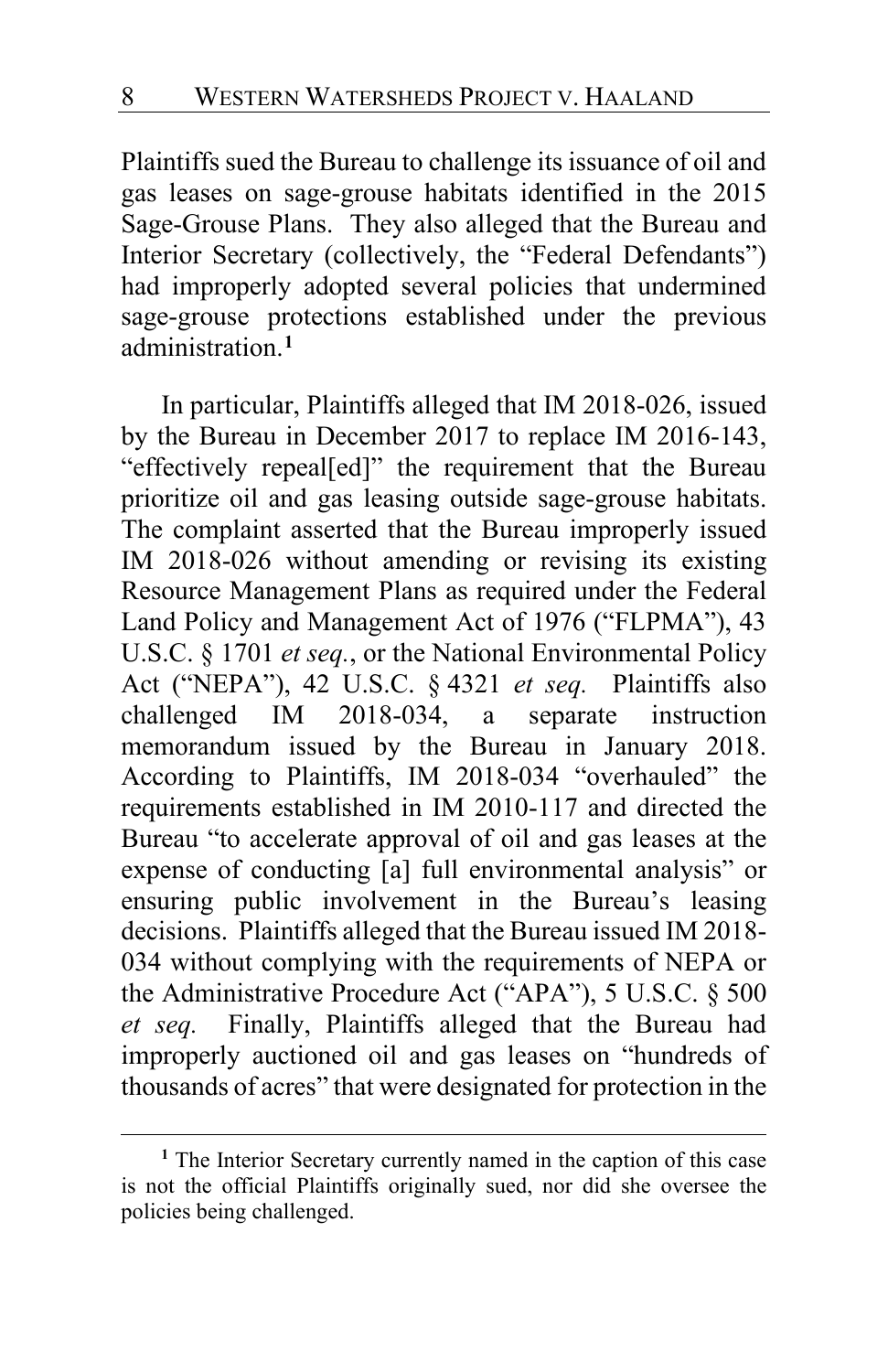Plaintiffs sued the Bureau to challenge its issuance of oil and gas leases on sage-grouse habitats identified in the 2015 Sage-Grouse Plans. They also alleged that the Bureau and Interior Secretary (collectively, the "Federal Defendants") had improperly adopted several policies that undermined sage-grouse protections established under the previous administration.[1]

In particular, Plaintiffs alleged that IM 2018-026, issued by the Bureau in December 2017 to replace IM 2016-143, "effectively repeal[ed]" the requirement that the Bureau prioritize oil and gas leasing outside sage-grouse habitats. The complaint asserted that the Bureau improperly issued IM 2018-026 without amending or revising its existing Resource Management Plans as required under the Federal Land Policy and Management Act of 1976 ("FLPMA"), 43 U.S.C. § 1701 *et seq.*, or the National Environmental Policy Act ("NEPA"), 42 U.S.C. § 4321 *et seq.* Plaintiffs also challenged IM 2018-034, a separate instruction memorandum issued by the Bureau in January 2018. According to Plaintiffs, IM 2018-034 "overhauled" the requirements established in IM 2010-117 and directed the Bureau "to accelerate approval of oil and gas leases at the expense of conducting [a] full environmental analysis" or ensuring public involvement in the Bureau's leasing decisions. Plaintiffs alleged that the Bureau issued IM 2018-034 without complying with the requirements of NEPA or the Administrative Procedure Act ("APA"), 5 U.S.C. § 500 *et seq.* Finally, Plaintiffs alleged that the Bureau had improperly auctioned oil and gas leases on "hundreds of thousands of acres" that were designated for protection in the

[1] The Interior Secretary currently named in the caption of this case is not the official Plaintiffs originally sued, nor did she oversee the policies being challenged.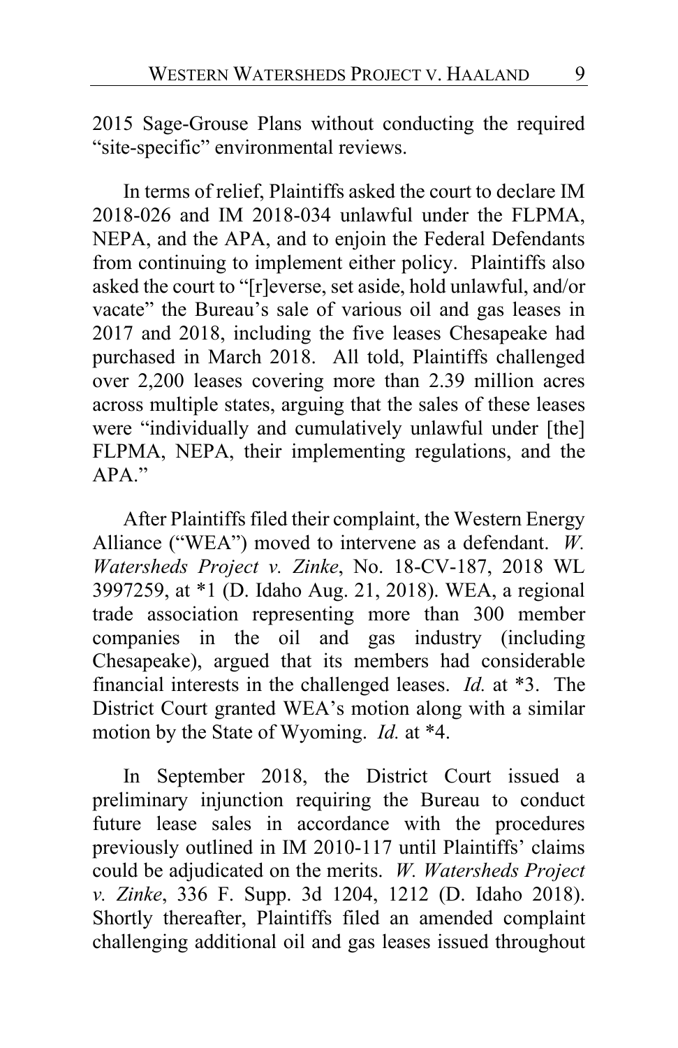2015 Sage-Grouse Plans without conducting the required "site-specific" environmental reviews.

In terms of relief, Plaintiffs asked the court to declare IM 2018-026 and IM 2018-034 unlawful under the FLPMA, NEPA, and the APA, and to enjoin the Federal Defendants from continuing to implement either policy. Plaintiffs also asked the court to "[r]everse, set aside, hold unlawful, and/or vacate" the Bureau's sale of various oil and gas leases in 2017 and 2018, including the five leases Chesapeake had purchased in March 2018. All told, Plaintiffs challenged over 2,200 leases covering more than 2.39 million acres across multiple states, arguing that the sales of these leases were "individually and cumulatively unlawful under [the] FLPMA, NEPA, their implementing regulations, and the APA."

After Plaintiffs filed their complaint, the Western Energy Alliance ("WEA") moved to intervene as a defendant. *W. Watersheds Project v. Zinke*, No. 18-CV-187, 2018 WL 3997259, at *1 (D. Idaho Aug. 21, 2018). WEA, a regional trade association representing more than 300 member companies in the oil and gas industry (including Chesapeake), argued that its members had considerable financial interests in the challenged leases. *Id.* at *3. The District Court granted WEA's motion along with a similar motion by the State of Wyoming. *Id.* at *4.

In September 2018, the District Court issued a preliminary injunction requiring the Bureau to conduct future lease sales in accordance with the procedures previously outlined in IM 2010-117 until Plaintiffs' claims could be adjudicated on the merits. *W. Watersheds Project v. Zinke*, 336 F. Supp. 3d 1204, 1212 (D. Idaho 2018). Shortly thereafter, Plaintiffs filed an amended complaint challenging additional oil and gas leases issued throughout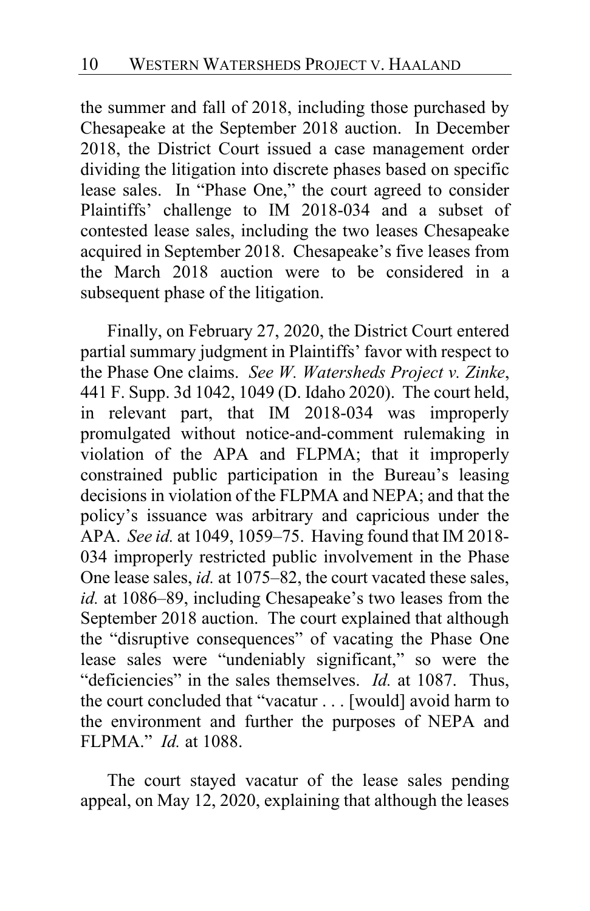the summer and fall of 2018, including those purchased by Chesapeake at the September 2018 auction. In December 2018, the District Court issued a case management order dividing the litigation into discrete phases based on specific lease sales. In "Phase One," the court agreed to consider Plaintiffs' challenge to IM 2018-034 and a subset of contested lease sales, including the two leases Chesapeake acquired in September 2018. Chesapeake's five leases from the March 2018 auction were to be considered in a subsequent phase of the litigation.

Finally, on February 27, 2020, the District Court entered partial summary judgment in Plaintiffs' favor with respect to the Phase One claims. *See W. Watersheds Project v. Zinke*, 441 F. Supp. 3d 1042, 1049 (D. Idaho 2020). The court held, in relevant part, that IM 2018-034 was improperly promulgated without notice-and-comment rulemaking in violation of the APA and FLPMA; that it improperly constrained public participation in the Bureau's leasing decisions in violation of the FLPMA and NEPA; and that the policy's issuance was arbitrary and capricious under the APA. *See id.* at 1049, 1059–75. Having found that IM 2018-034 improperly restricted public involvement in the Phase One lease sales, *id.* at 1075–82, the court vacated these sales, *id.* at 1086–89, including Chesapeake's two leases from the September 2018 auction. The court explained that although the "disruptive consequences" of vacating the Phase One lease sales were "undeniably significant," so were the "deficiencies" in the sales themselves. *Id.* at 1087. Thus, the court concluded that "vacatur . . . [would] avoid harm to the environment and further the purposes of NEPA and FLPMA." *Id.* at 1088.

The court stayed vacatur of the lease sales pending appeal, on May 12, 2020, explaining that although the leases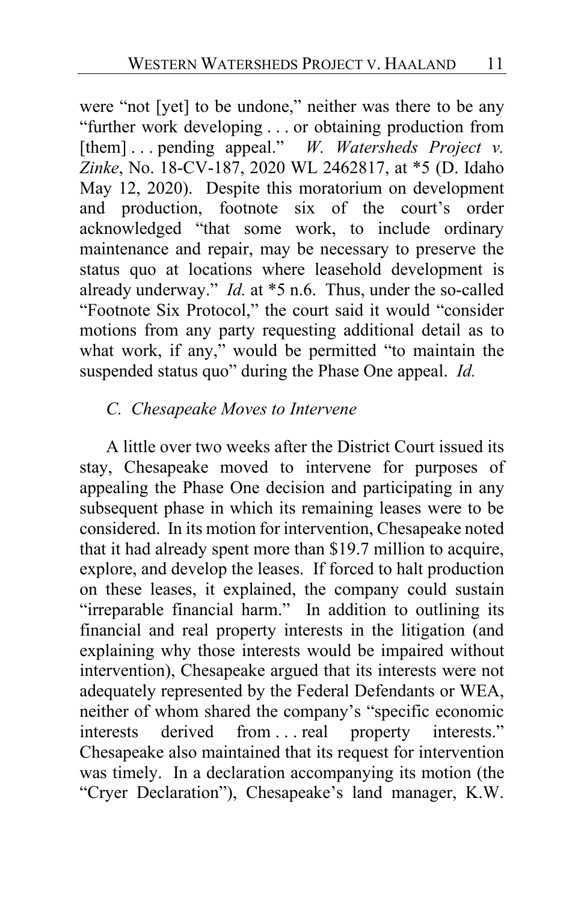were "not [yet] to be undone," neither was there to be any "further work developing . . . or obtaining production from [them] . . . pending appeal." *W. Watersheds Project v. Zinke*, No. 18-CV-187, 2020 WL 2462817, at *5 (D. Idaho May 12, 2020). Despite this moratorium on development and production, footnote six of the court's order acknowledged "that some work, to include ordinary maintenance and repair, may be necessary to preserve the status quo at locations where leasehold development is already underway." *Id.* at *5 n.6. Thus, under the so-called "Footnote Six Protocol," the court said it would "consider motions from any party requesting additional detail as to what work, if any," would be permitted "to maintain the suspended status quo" during the Phase One appeal. *Id.*

### *C. Chesapeake Moves to Intervene*

A little over two weeks after the District Court issued its stay, Chesapeake moved to intervene for purposes of appealing the Phase One decision and participating in any subsequent phase in which its remaining leases were to be considered. In its motion for intervention, Chesapeake noted that it had already spent more than $19.7 million to acquire, explore, and develop the leases. If forced to halt production on these leases, it explained, the company could sustain "irreparable financial harm." In addition to outlining its financial and real property interests in the litigation (and explaining why those interests would be impaired without intervention), Chesapeake argued that its interests were not adequately represented by the Federal Defendants or WEA, neither of whom shared the company's "specific economic interests derived from . . . real property interests." Chesapeake also maintained that its request for intervention was timely. In a declaration accompanying its motion (the "Cryer Declaration"), Chesapeake's land manager, K.W.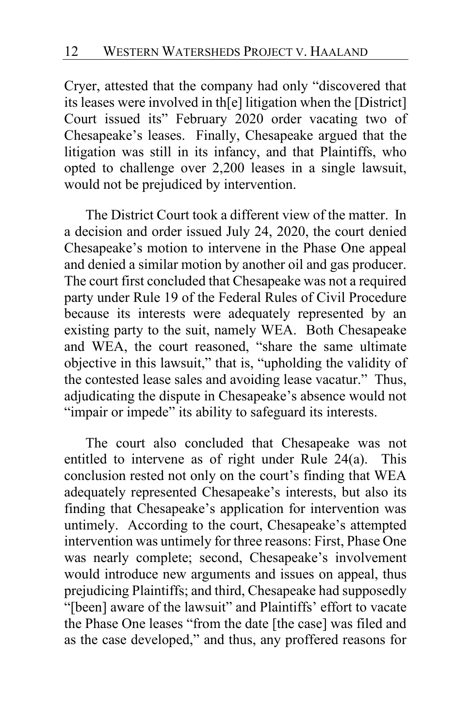Cryer, attested that the company had only "discovered that its leases were involved in th[e] litigation when the [District] Court issued its" February 2020 order vacating two of Chesapeake's leases. Finally, Chesapeake argued that the litigation was still in its infancy, and that Plaintiffs, who opted to challenge over 2,200 leases in a single lawsuit, would not be prejudiced by intervention.

The District Court took a different view of the matter. In a decision and order issued July 24, 2020, the court denied Chesapeake's motion to intervene in the Phase One appeal and denied a similar motion by another oil and gas producer. The court first concluded that Chesapeake was not a required party under Rule 19 of the Federal Rules of Civil Procedure because its interests were adequately represented by an existing party to the suit, namely WEA. Both Chesapeake and WEA, the court reasoned, "share the same ultimate objective in this lawsuit," that is, "upholding the validity of the contested lease sales and avoiding lease vacatur." Thus, adjudicating the dispute in Chesapeake's absence would not "impair or impede" its ability to safeguard its interests.

The court also concluded that Chesapeake was not entitled to intervene as of right under Rule 24(a). This conclusion rested not only on the court's finding that WEA adequately represented Chesapeake's interests, but also its finding that Chesapeake's application for intervention was untimely. According to the court, Chesapeake's attempted intervention was untimely for three reasons: First, Phase One was nearly complete; second, Chesapeake's involvement would introduce new arguments and issues on appeal, thus prejudicing Plaintiffs; and third, Chesapeake had supposedly "[been] aware of the lawsuit" and Plaintiffs' effort to vacate the Phase One leases "from the date [the case] was filed and as the case developed," and thus, any proffered reasons for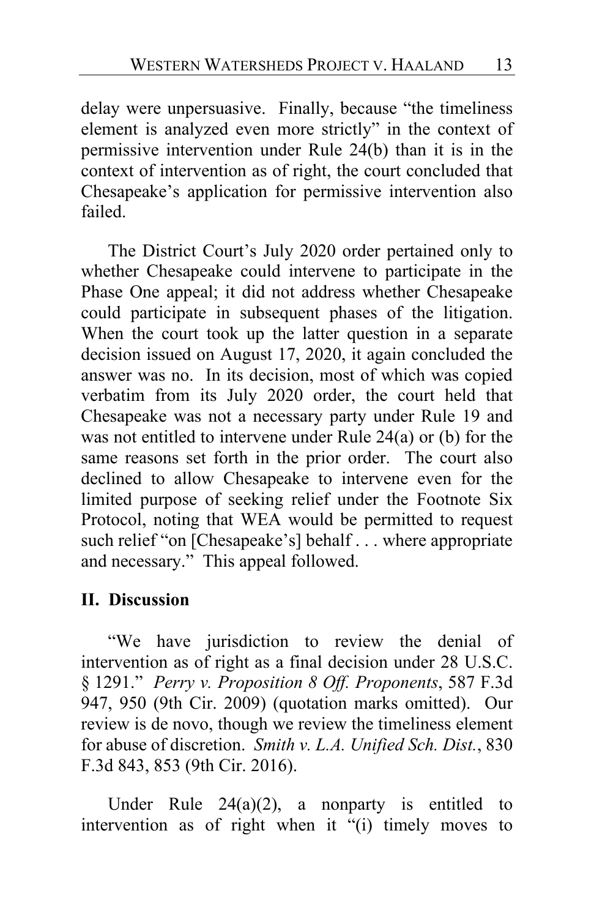delay were unpersuasive. Finally, because "the timeliness element is analyzed even more strictly" in the context of permissive intervention under Rule 24(b) than it is in the context of intervention as of right, the court concluded that Chesapeake's application for permissive intervention also failed.

The District Court's July 2020 order pertained only to whether Chesapeake could intervene to participate in the Phase One appeal; it did not address whether Chesapeake could participate in subsequent phases of the litigation. When the court took up the latter question in a separate decision issued on August 17, 2020, it again concluded the answer was no. In its decision, most of which was copied verbatim from its July 2020 order, the court held that Chesapeake was not a necessary party under Rule 19 and was not entitled to intervene under Rule 24(a) or (b) for the same reasons set forth in the prior order. The court also declined to allow Chesapeake to intervene even for the limited purpose of seeking relief under the Footnote Six Protocol, noting that WEA would be permitted to request such relief "on [Chesapeake's] behalf . . . where appropriate and necessary." This appeal followed.

## II. Discussion

"We have jurisdiction to review the denial of intervention as of right as a final decision under 28 U.S.C. § 1291." *Perry v. Proposition 8 Off. Proponents*, 587 F.3d 947, 950 (9th Cir. 2009) (quotation marks omitted). Our review is de novo, though we review the timeliness element for abuse of discretion. *Smith v. L.A. Unified Sch. Dist.*, 830 F.3d 843, 853 (9th Cir. 2016).

Under Rule 24(a)(2), a nonparty is entitled to intervention as of right when it "(i) timely moves to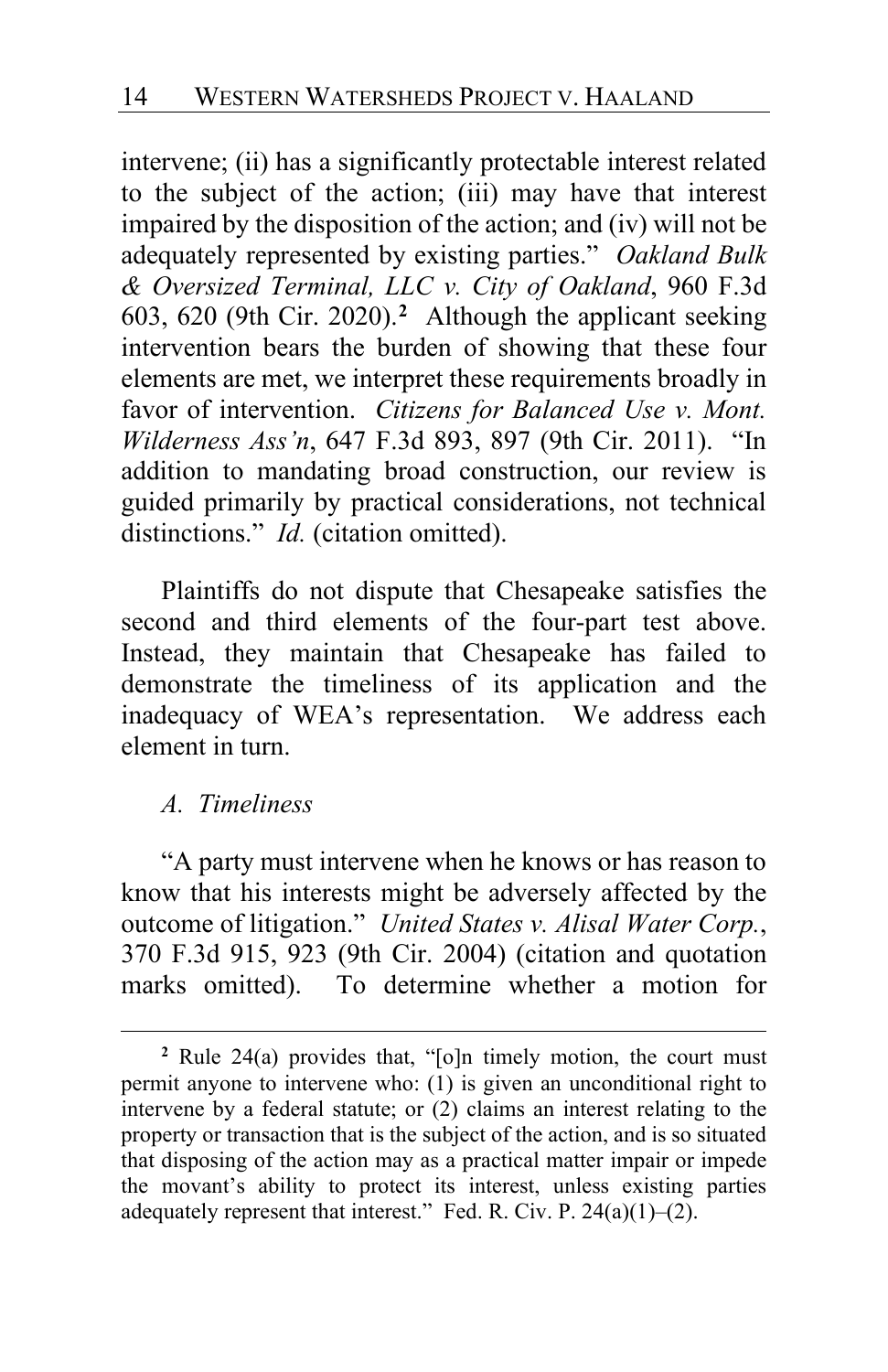intervene; (ii) has a significantly protectable interest related to the subject of the action; (iii) may have that interest impaired by the disposition of the action; and (iv) will not be adequately represented by existing parties." *Oakland Bulk & Oversized Terminal, LLC v. City of Oakland*, 960 F.3d 603, 620 (9th Cir. 2020).[2] Although the applicant seeking intervention bears the burden of showing that these four elements are met, we interpret these requirements broadly in favor of intervention. *Citizens for Balanced Use v. Mont. Wilderness Ass'n*, 647 F.3d 893, 897 (9th Cir. 2011). "In addition to mandating broad construction, our review is guided primarily by practical considerations, not technical distinctions." *Id.* (citation omitted).

Plaintiffs do not dispute that Chesapeake satisfies the second and third elements of the four-part test above. Instead, they maintain that Chesapeake has failed to demonstrate the timeliness of its application and the inadequacy of WEA's representation. We address each element in turn.

*A. Timeliness*

"A party must intervene when he knows or has reason to know that his interests might be adversely affected by the outcome of litigation." *United States v. Alisal Water Corp.*, 370 F.3d 915, 923 (9th Cir. 2004) (citation and quotation marks omitted). To determine whether a motion for

---

[2] Rule 24(a) provides that, "[o]n timely motion, the court must permit anyone to intervene who: (1) is given an unconditional right to intervene by a federal statute; or (2) claims an interest relating to the property or transaction that is the subject of the action, and is so situated that disposing of the action may as a practical matter impair or impede the movant's ability to protect its interest, unless existing parties adequately represent that interest." Fed. R. Civ. P. 24(a)(1)–(2).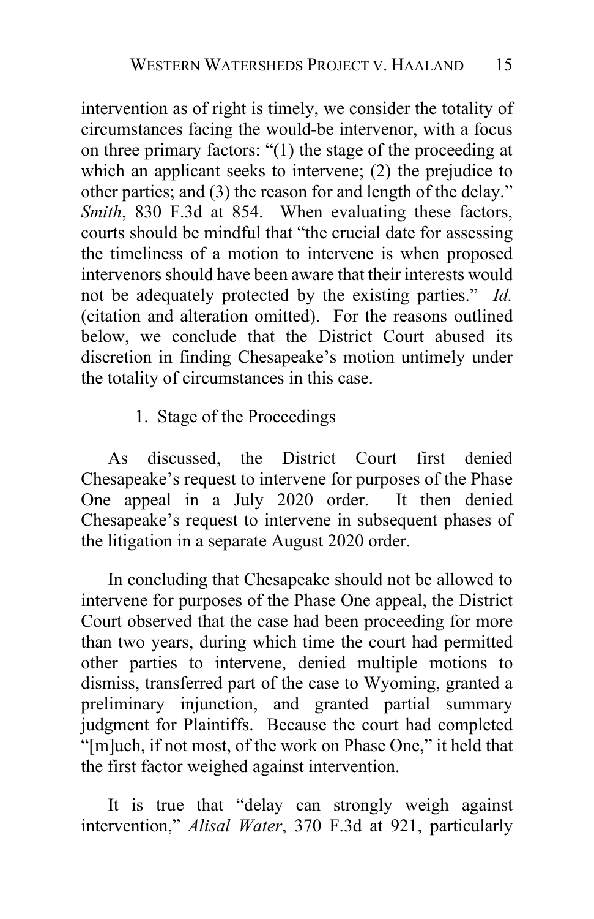intervention as of right is timely, we consider the totality of circumstances facing the would-be intervenor, with a focus on three primary factors: "(1) the stage of the proceeding at which an applicant seeks to intervene; (2) the prejudice to other parties; and (3) the reason for and length of the delay." *Smith*, 830 F.3d at 854. When evaluating these factors, courts should be mindful that "the crucial date for assessing the timeliness of a motion to intervene is when proposed intervenors should have been aware that their interests would not be adequately protected by the existing parties." *Id.* (citation and alteration omitted). For the reasons outlined below, we conclude that the District Court abused its discretion in finding Chesapeake's motion untimely under the totality of circumstances in this case.

1. Stage of the Proceedings

As discussed, the District Court first denied Chesapeake's request to intervene for purposes of the Phase One appeal in a July 2020 order. It then denied Chesapeake's request to intervene in subsequent phases of the litigation in a separate August 2020 order.

In concluding that Chesapeake should not be allowed to intervene for purposes of the Phase One appeal, the District Court observed that the case had been proceeding for more than two years, during which time the court had permitted other parties to intervene, denied multiple motions to dismiss, transferred part of the case to Wyoming, granted a preliminary injunction, and granted partial summary judgment for Plaintiffs. Because the court had completed "[m]uch, if not most, of the work on Phase One," it held that the first factor weighed against intervention.

It is true that "delay can strongly weigh against intervention," *Alisal Water*, 370 F.3d at 921, particularly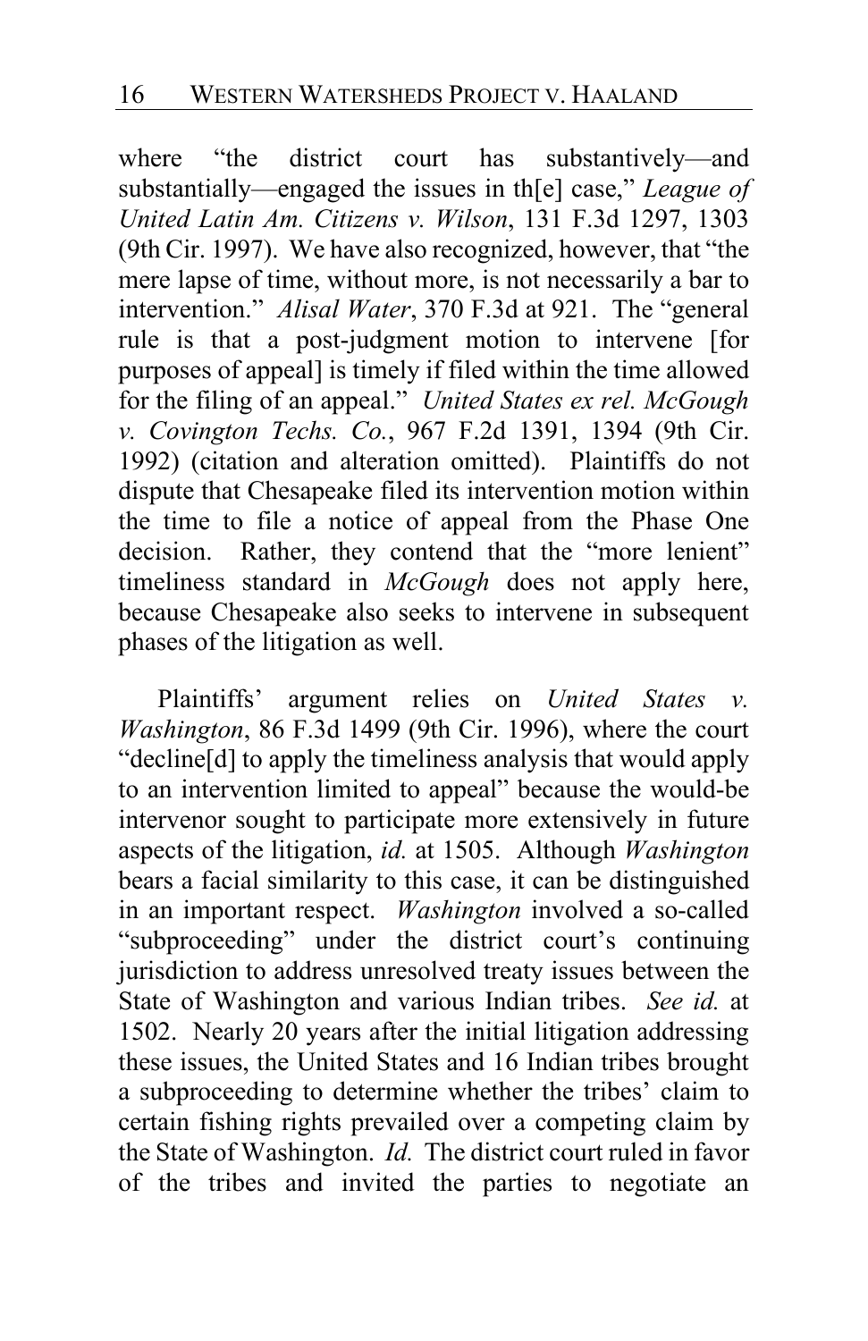where "the district court has substantively—and substantially—engaged the issues in th[e] case," *League of United Latin Am. Citizens v. Wilson*, 131 F.3d 1297, 1303 (9th Cir. 1997). We have also recognized, however, that "the mere lapse of time, without more, is not necessarily a bar to intervention." *Alisal Water*, 370 F.3d at 921. The "general rule is that a post-judgment motion to intervene [for purposes of appeal] is timely if filed within the time allowed for the filing of an appeal." *United States ex rel. McGough v. Covington Techs. Co.*, 967 F.2d 1391, 1394 (9th Cir. 1992) (citation and alteration omitted). Plaintiffs do not dispute that Chesapeake filed its intervention motion within the time to file a notice of appeal from the Phase One decision. Rather, they contend that the "more lenient" timeliness standard in *McGough* does not apply here, because Chesapeake also seeks to intervene in subsequent phases of the litigation as well.

Plaintiffs' argument relies on *United States v. Washington*, 86 F.3d 1499 (9th Cir. 1996), where the court "decline[d] to apply the timeliness analysis that would apply to an intervention limited to appeal" because the would-be intervenor sought to participate more extensively in future aspects of the litigation, *id.* at 1505. Although *Washington* bears a facial similarity to this case, it can be distinguished in an important respect. *Washington* involved a so-called "subproceeding" under the district court's continuing jurisdiction to address unresolved treaty issues between the State of Washington and various Indian tribes. *See id.* at 1502. Nearly 20 years after the initial litigation addressing these issues, the United States and 16 Indian tribes brought a subproceeding to determine whether the tribes' claim to certain fishing rights prevailed over a competing claim by the State of Washington. *Id.* The district court ruled in favor of the tribes and invited the parties to negotiate an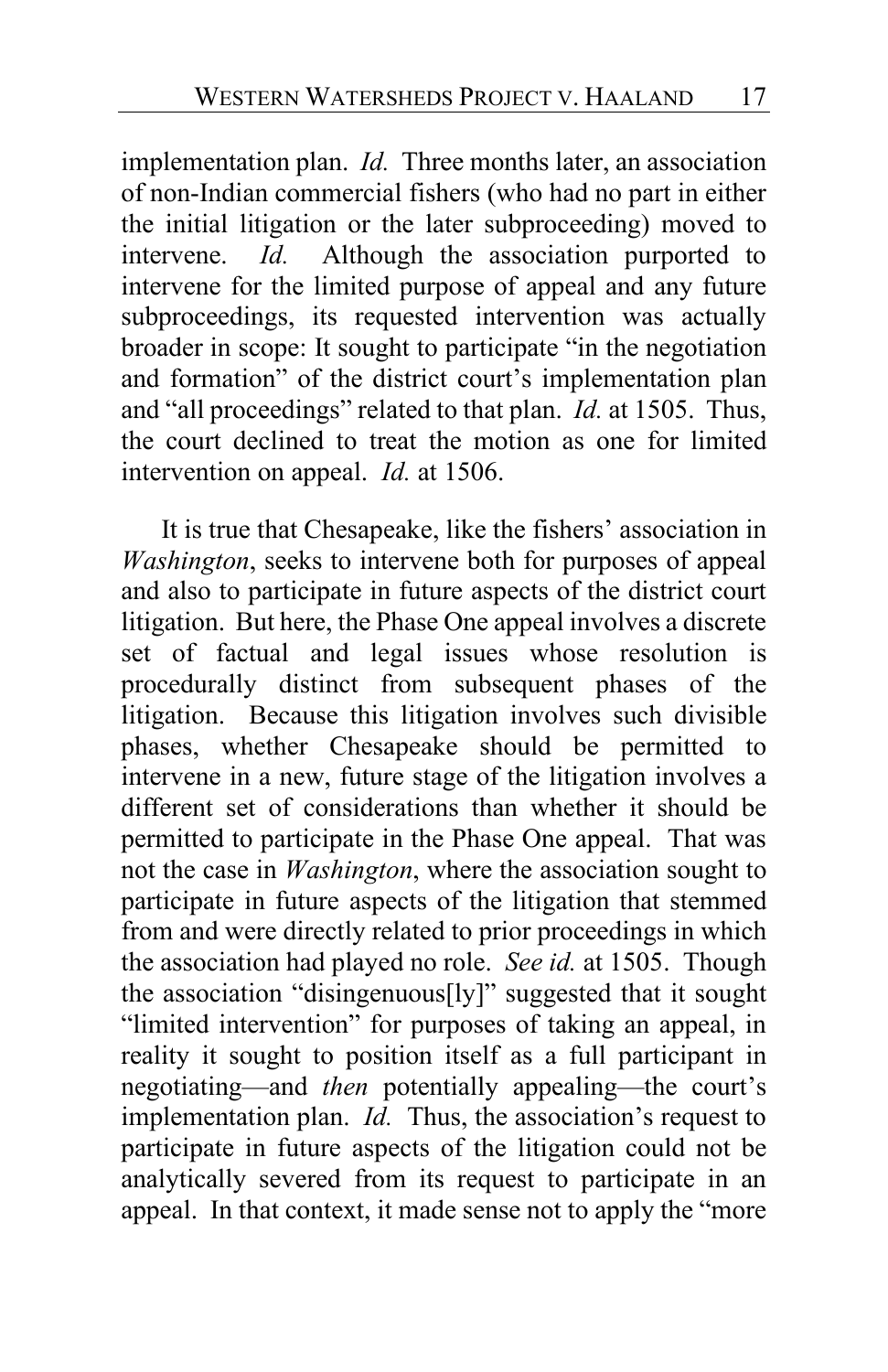implementation plan. *Id.* Three months later, an association of non-Indian commercial fishers (who had no part in either the initial litigation or the later subproceeding) moved to intervene. *Id.* Although the association purported to intervene for the limited purpose of appeal and any future subproceedings, its requested intervention was actually broader in scope: It sought to participate "in the negotiation and formation" of the district court's implementation plan and "all proceedings" related to that plan. *Id.* at 1505. Thus, the court declined to treat the motion as one for limited intervention on appeal. *Id.* at 1506.

It is true that Chesapeake, like the fishers' association in *Washington*, seeks to intervene both for purposes of appeal and also to participate in future aspects of the district court litigation. But here, the Phase One appeal involves a discrete set of factual and legal issues whose resolution is procedurally distinct from subsequent phases of the litigation. Because this litigation involves such divisible phases, whether Chesapeake should be permitted to intervene in a new, future stage of the litigation involves a different set of considerations than whether it should be permitted to participate in the Phase One appeal. That was not the case in *Washington*, where the association sought to participate in future aspects of the litigation that stemmed from and were directly related to prior proceedings in which the association had played no role. *See id.* at 1505. Though the association "disingenuous[ly]" suggested that it sought "limited intervention" for purposes of taking an appeal, in reality it sought to position itself as a full participant in negotiating—and *then* potentially appealing—the court's implementation plan. *Id.* Thus, the association's request to participate in future aspects of the litigation could not be analytically severed from its request to participate in an appeal. In that context, it made sense not to apply the "more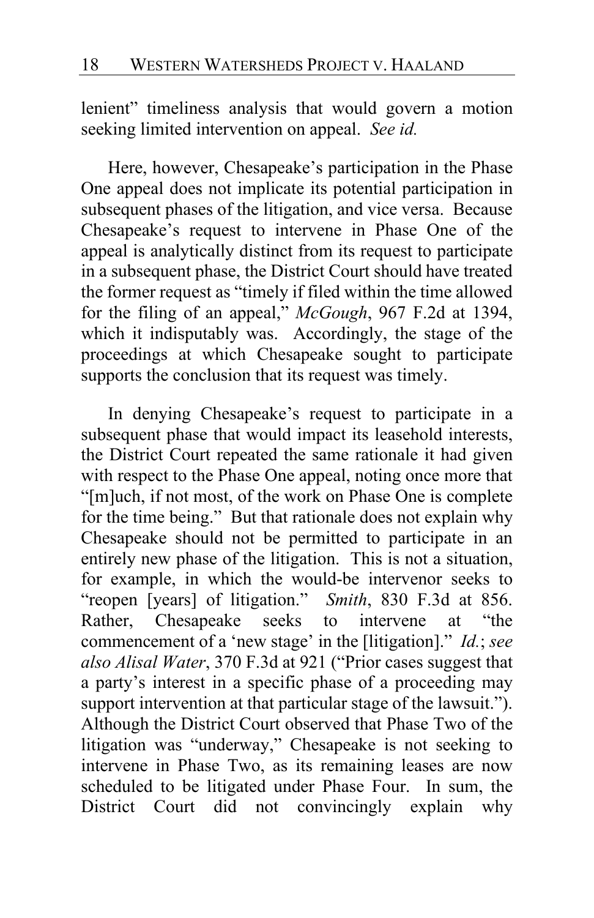lenient" timeliness analysis that would govern a motion seeking limited intervention on appeal. *See id.*

Here, however, Chesapeake's participation in the Phase One appeal does not implicate its potential participation in subsequent phases of the litigation, and vice versa. Because Chesapeake's request to intervene in Phase One of the appeal is analytically distinct from its request to participate in a subsequent phase, the District Court should have treated the former request as "timely if filed within the time allowed for the filing of an appeal," *McGough*, 967 F.2d at 1394, which it indisputably was. Accordingly, the stage of the proceedings at which Chesapeake sought to participate supports the conclusion that its request was timely.

In denying Chesapeake's request to participate in a subsequent phase that would impact its leasehold interests, the District Court repeated the same rationale it had given with respect to the Phase One appeal, noting once more that "[m]uch, if not most, of the work on Phase One is complete for the time being." But that rationale does not explain why Chesapeake should not be permitted to participate in an entirely new phase of the litigation. This is not a situation, for example, in which the would-be intervenor seeks to "reopen [years] of litigation." *Smith*, 830 F.3d at 856. Rather, Chesapeake seeks to intervene at "the commencement of a 'new stage' in the [litigation]." *Id.*; *see also Alisal Water*, 370 F.3d at 921 ("Prior cases suggest that a party's interest in a specific phase of a proceeding may support intervention at that particular stage of the lawsuit."). Although the District Court observed that Phase Two of the litigation was "underway," Chesapeake is not seeking to intervene in Phase Two, as its remaining leases are now scheduled to be litigated under Phase Four. In sum, the District Court did not convincingly explain why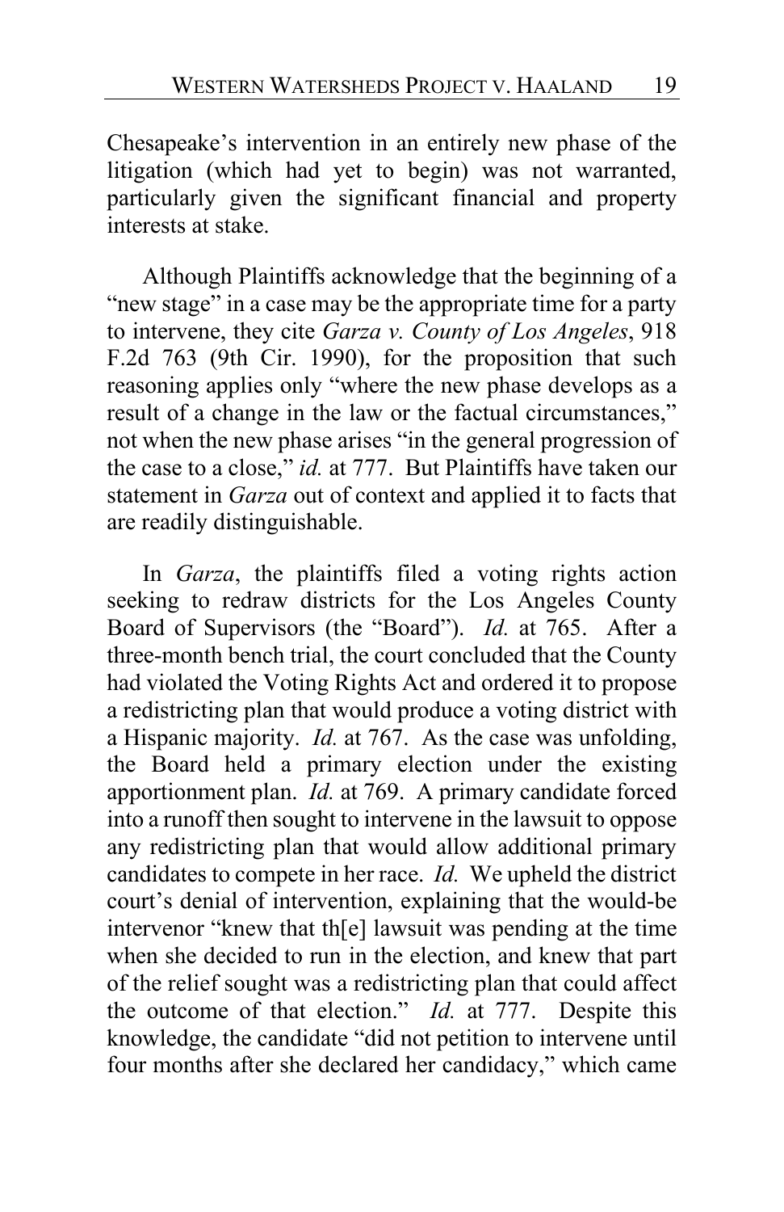Chesapeake's intervention in an entirely new phase of the litigation (which had yet to begin) was not warranted, particularly given the significant financial and property interests at stake.

Although Plaintiffs acknowledge that the beginning of a "new stage" in a case may be the appropriate time for a party to intervene, they cite *Garza v. County of Los Angeles*, 918 F.2d 763 (9th Cir. 1990), for the proposition that such reasoning applies only "where the new phase develops as a result of a change in the law or the factual circumstances," not when the new phase arises "in the general progression of the case to a close," *id.* at 777. But Plaintiffs have taken our statement in *Garza* out of context and applied it to facts that are readily distinguishable.

In *Garza*, the plaintiffs filed a voting rights action seeking to redraw districts for the Los Angeles County Board of Supervisors (the "Board"). *Id.* at 765. After a three-month bench trial, the court concluded that the County had violated the Voting Rights Act and ordered it to propose a redistricting plan that would produce a voting district with a Hispanic majority. *Id.* at 767. As the case was unfolding, the Board held a primary election under the existing apportionment plan. *Id.* at 769. A primary candidate forced into a runoff then sought to intervene in the lawsuit to oppose any redistricting plan that would allow additional primary candidates to compete in her race. *Id.* We upheld the district court's denial of intervention, explaining that the would-be intervenor "knew that th[e] lawsuit was pending at the time when she decided to run in the election, and knew that part of the relief sought was a redistricting plan that could affect the outcome of that election." *Id.* at 777. Despite this knowledge, the candidate "did not petition to intervene until four months after she declared her candidacy," which came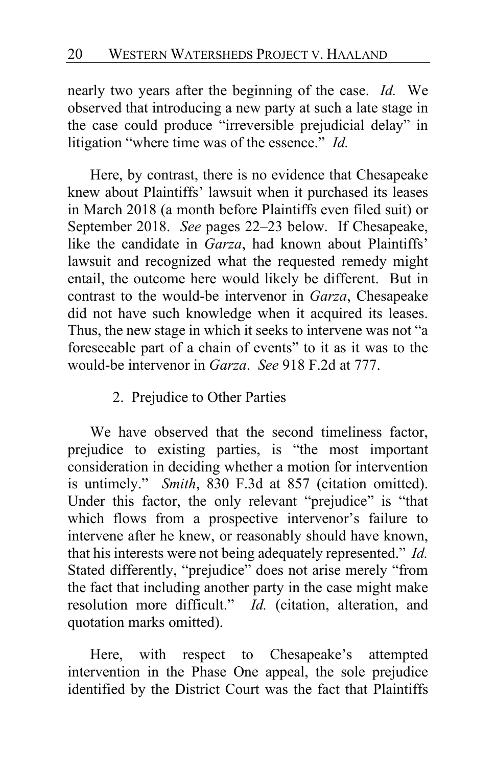nearly two years after the beginning of the case. *Id.* We observed that introducing a new party at such a late stage in the case could produce "irreversible prejudicial delay" in litigation "where time was of the essence." *Id.*

Here, by contrast, there is no evidence that Chesapeake knew about Plaintiffs' lawsuit when it purchased its leases in March 2018 (a month before Plaintiffs even filed suit) or September 2018. *See* pages 22–23 below. If Chesapeake, like the candidate in *Garza*, had known about Plaintiffs' lawsuit and recognized what the requested remedy might entail, the outcome here would likely be different. But in contrast to the would-be intervenor in *Garza*, Chesapeake did not have such knowledge when it acquired its leases. Thus, the new stage in which it seeks to intervene was not "a foreseeable part of a chain of events" to it as it was to the would-be intervenor in *Garza*. *See* 918 F.2d at 777.

### 2. Prejudice to Other Parties

We have observed that the second timeliness factor, prejudice to existing parties, is "the most important consideration in deciding whether a motion for intervention is untimely." *Smith*, 830 F.3d at 857 (citation omitted). Under this factor, the only relevant "prejudice" is "that which flows from a prospective intervenor's failure to intervene after he knew, or reasonably should have known, that his interests were not being adequately represented." *Id.* Stated differently, "prejudice" does not arise merely "from the fact that including another party in the case might make resolution more difficult." *Id.* (citation, alteration, and quotation marks omitted).

Here, with respect to Chesapeake's attempted intervention in the Phase One appeal, the sole prejudice identified by the District Court was the fact that Plaintiffs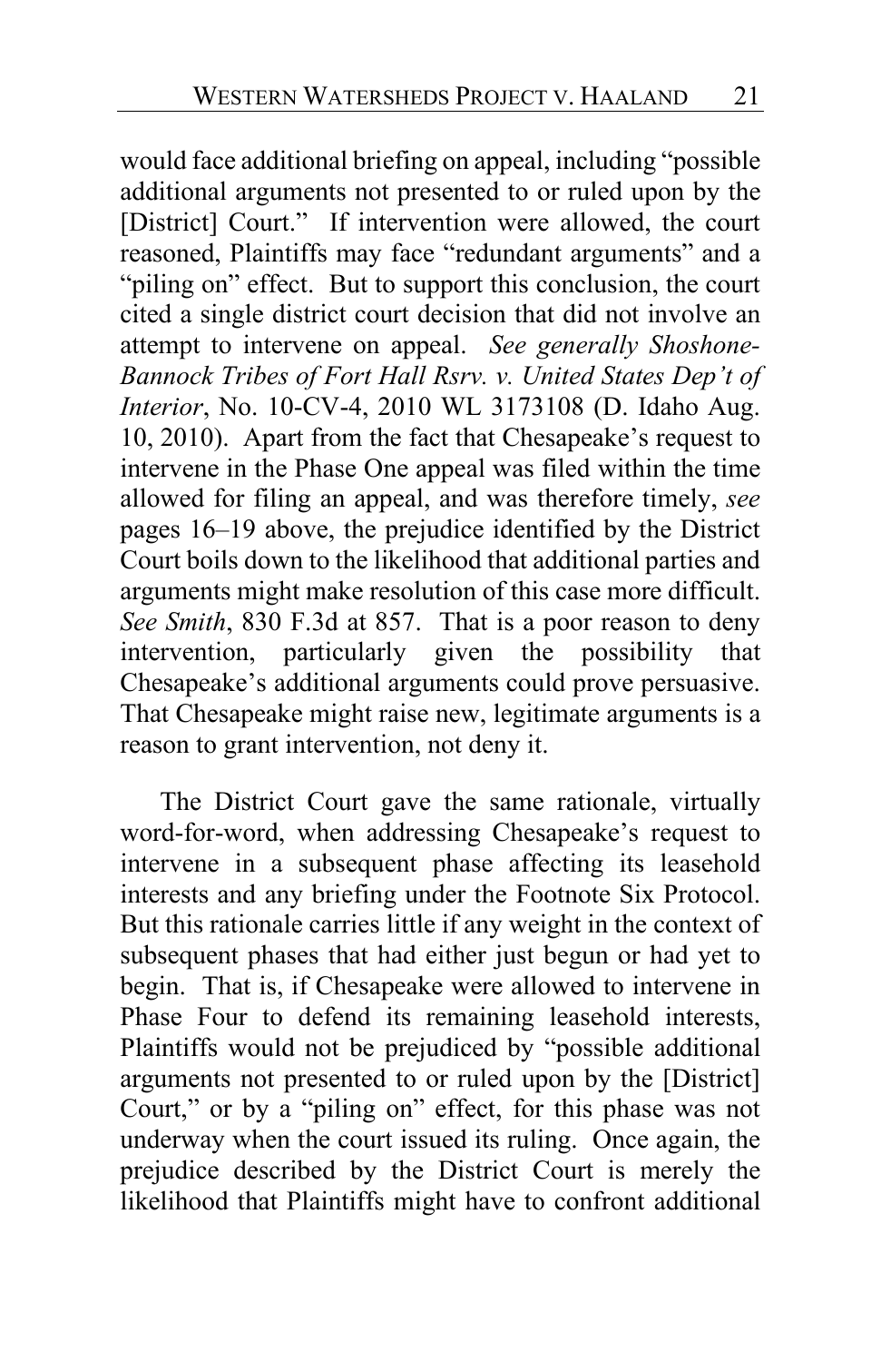would face additional briefing on appeal, including "possible additional arguments not presented to or ruled upon by the [District] Court." If intervention were allowed, the court reasoned, Plaintiffs may face "redundant arguments" and a "piling on" effect. But to support this conclusion, the court cited a single district court decision that did not involve an attempt to intervene on appeal. *See generally Shoshone-Bannock Tribes of Fort Hall Rsrv. v. United States Dep't of Interior*, No. 10-CV-4, 2010 WL 3173108 (D. Idaho Aug. 10, 2010). Apart from the fact that Chesapeake's request to intervene in the Phase One appeal was filed within the time allowed for filing an appeal, and was therefore timely, *see* pages 16–19 above, the prejudice identified by the District Court boils down to the likelihood that additional parties and arguments might make resolution of this case more difficult. *See Smith*, 830 F.3d at 857. That is a poor reason to deny intervention, particularly given the possibility that Chesapeake's additional arguments could prove persuasive. That Chesapeake might raise new, legitimate arguments is a reason to grant intervention, not deny it.

The District Court gave the same rationale, virtually word-for-word, when addressing Chesapeake's request to intervene in a subsequent phase affecting its leasehold interests and any briefing under the Footnote Six Protocol. But this rationale carries little if any weight in the context of subsequent phases that had either just begun or had yet to begin. That is, if Chesapeake were allowed to intervene in Phase Four to defend its remaining leasehold interests, Plaintiffs would not be prejudiced by "possible additional arguments not presented to or ruled upon by the [District] Court," or by a "piling on" effect, for this phase was not underway when the court issued its ruling. Once again, the prejudice described by the District Court is merely the likelihood that Plaintiffs might have to confront additional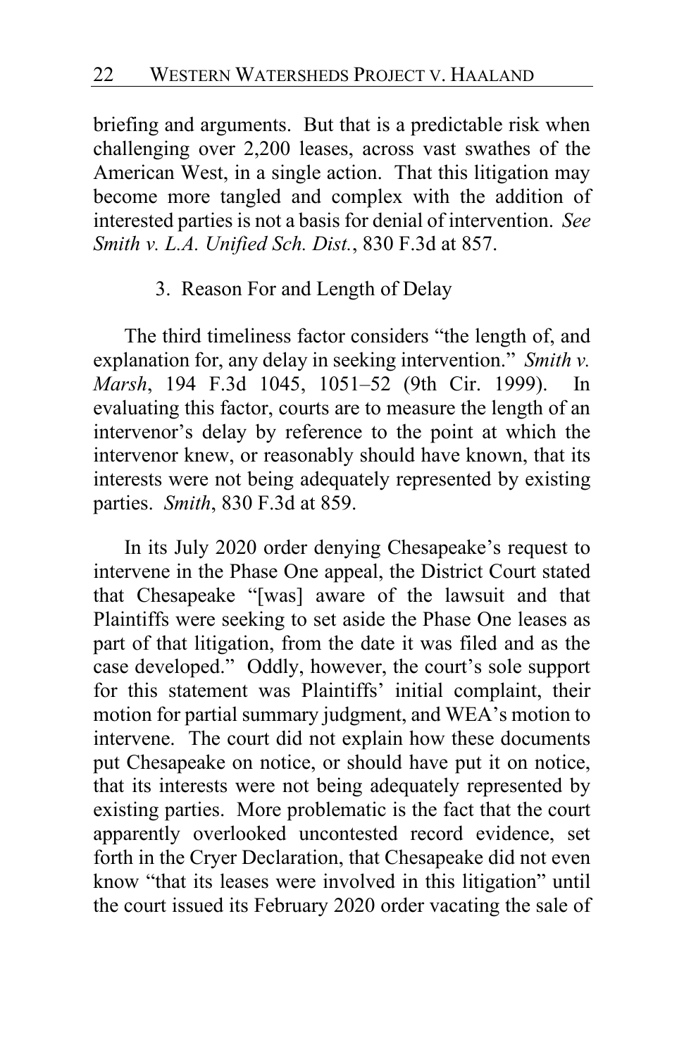briefing and arguments. But that is a predictable risk when challenging over 2,200 leases, across vast swathes of the American West, in a single action. That this litigation may become more tangled and complex with the addition of interested parties is not a basis for denial of intervention. *See Smith v. L.A. Unified Sch. Dist.*, 830 F.3d at 857.

3. Reason For and Length of Delay

The third timeliness factor considers "the length of, and explanation for, any delay in seeking intervention." *Smith v. Marsh*, 194 F.3d 1045, 1051–52 (9th Cir. 1999). In evaluating this factor, courts are to measure the length of an intervenor's delay by reference to the point at which the intervenor knew, or reasonably should have known, that its interests were not being adequately represented by existing parties. *Smith*, 830 F.3d at 859.

In its July 2020 order denying Chesapeake's request to intervene in the Phase One appeal, the District Court stated that Chesapeake "[was] aware of the lawsuit and that Plaintiffs were seeking to set aside the Phase One leases as part of that litigation, from the date it was filed and as the case developed." Oddly, however, the court's sole support for this statement was Plaintiffs' initial complaint, their motion for partial summary judgment, and WEA's motion to intervene. The court did not explain how these documents put Chesapeake on notice, or should have put it on notice, that its interests were not being adequately represented by existing parties. More problematic is the fact that the court apparently overlooked uncontested record evidence, set forth in the Cryer Declaration, that Chesapeake did not even know "that its leases were involved in this litigation" until the court issued its February 2020 order vacating the sale of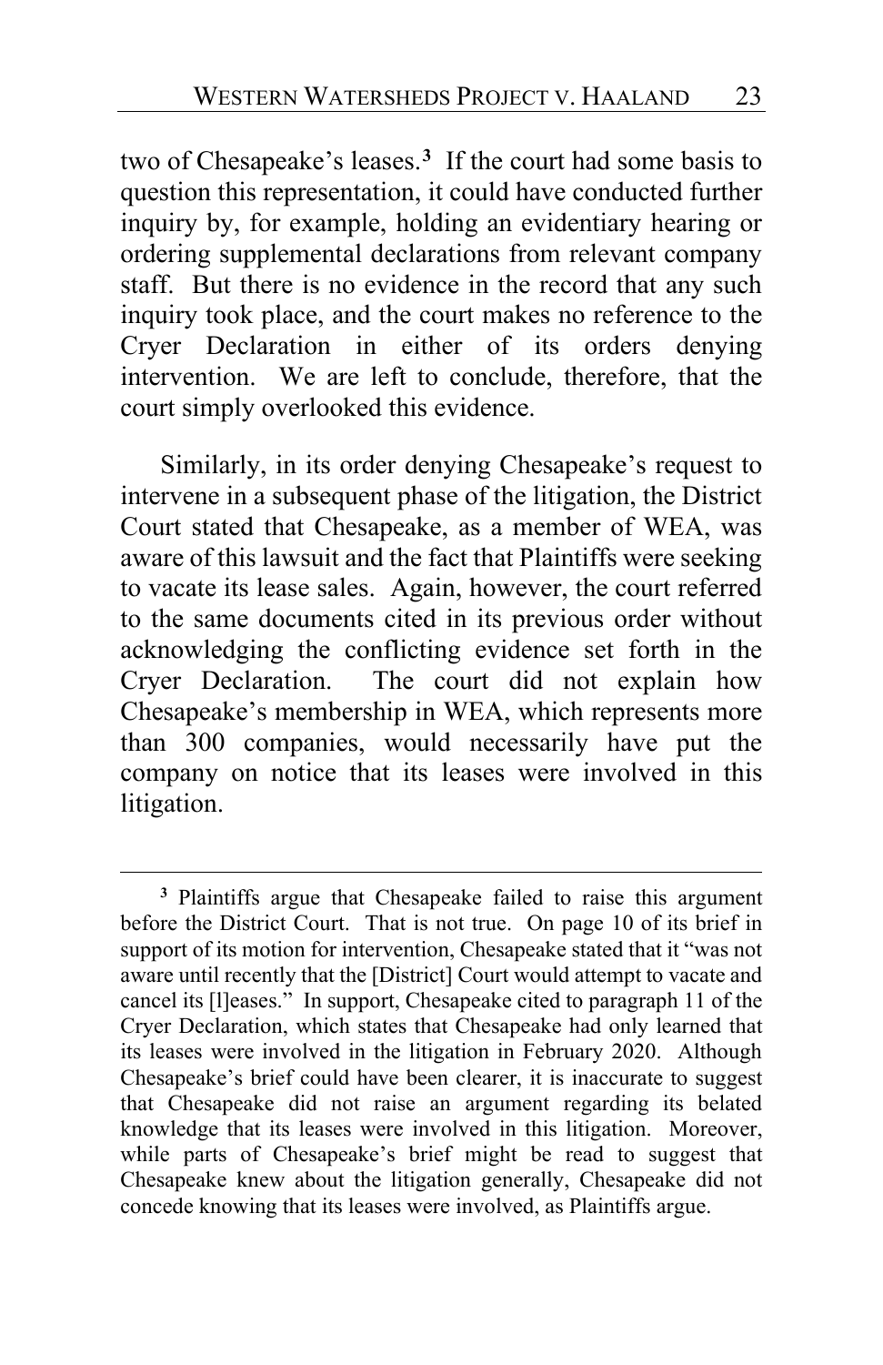two of Chesapeake's leases.[3] If the court had some basis to question this representation, it could have conducted further inquiry by, for example, holding an evidentiary hearing or ordering supplemental declarations from relevant company staff. But there is no evidence in the record that any such inquiry took place, and the court makes no reference to the Cryer Declaration in either of its orders denying intervention. We are left to conclude, therefore, that the court simply overlooked this evidence.

Similarly, in its order denying Chesapeake's request to intervene in a subsequent phase of the litigation, the District Court stated that Chesapeake, as a member of WEA, was aware of this lawsuit and the fact that Plaintiffs were seeking to vacate its lease sales. Again, however, the court referred to the same documents cited in its previous order without acknowledging the conflicting evidence set forth in the Cryer Declaration. The court did not explain how Chesapeake's membership in WEA, which represents more than 300 companies, would necessarily have put the company on notice that its leases were involved in this litigation.

[3] Plaintiffs argue that Chesapeake failed to raise this argument before the District Court. That is not true. On page 10 of its brief in support of its motion for intervention, Chesapeake stated that it "was not aware until recently that the [District] Court would attempt to vacate and cancel its [l]eases." In support, Chesapeake cited to paragraph 11 of the Cryer Declaration, which states that Chesapeake had only learned that its leases were involved in the litigation in February 2020. Although Chesapeake's brief could have been clearer, it is inaccurate to suggest that Chesapeake did not raise an argument regarding its belated knowledge that its leases were involved in this litigation. Moreover, while parts of Chesapeake's brief might be read to suggest that Chesapeake knew about the litigation generally, Chesapeake did not concede knowing that its leases were involved, as Plaintiffs argue.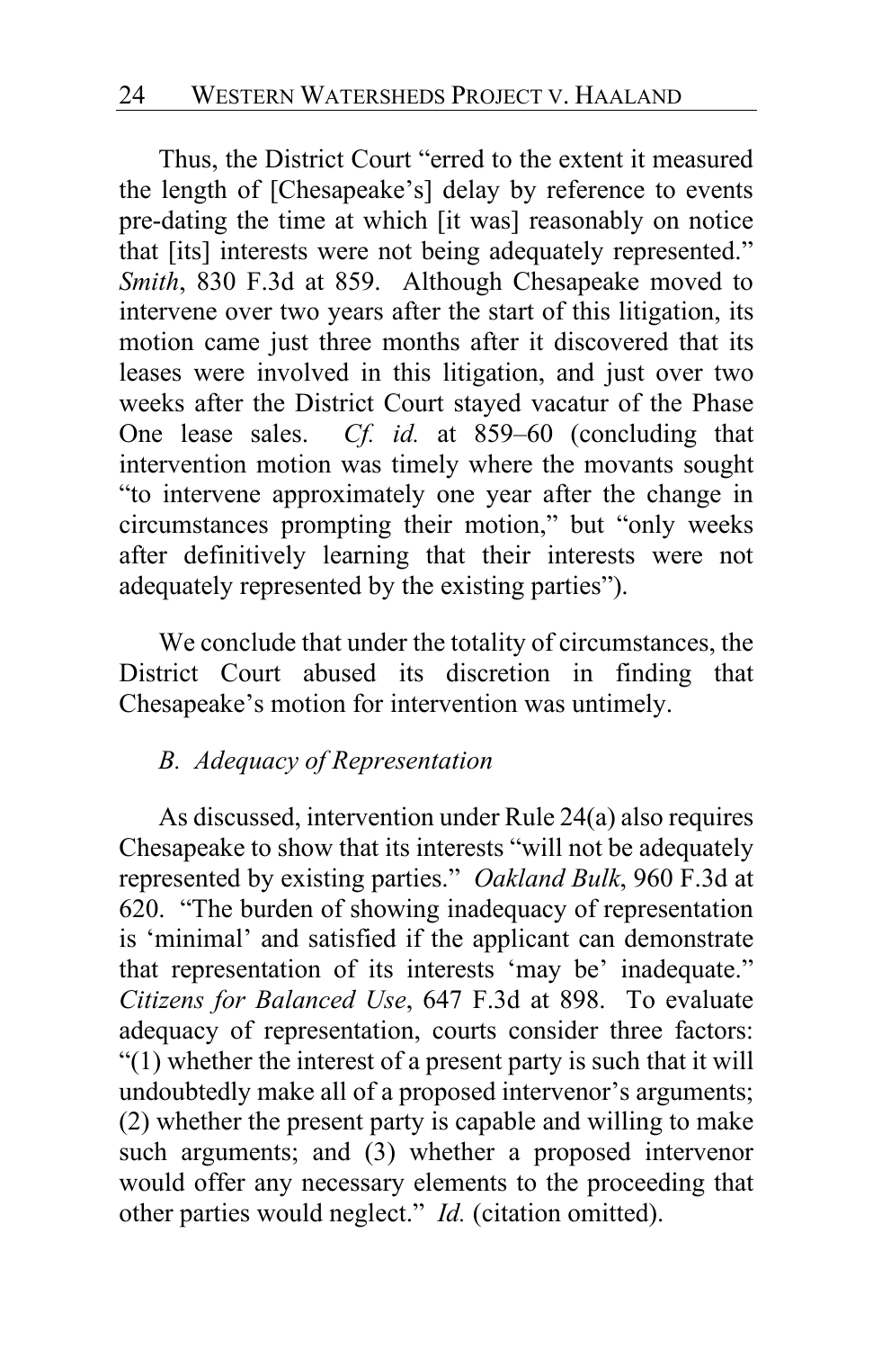Thus, the District Court "erred to the extent it measured the length of [Chesapeake's] delay by reference to events pre-dating the time at which [it was] reasonably on notice that [its] interests were not being adequately represented." *Smith*, 830 F.3d at 859. Although Chesapeake moved to intervene over two years after the start of this litigation, its motion came just three months after it discovered that its leases were involved in this litigation, and just over two weeks after the District Court stayed vacatur of the Phase One lease sales. *Cf. id.* at 859–60 (concluding that intervention motion was timely where the movants sought "to intervene approximately one year after the change in circumstances prompting their motion," but "only weeks after definitively learning that their interests were not adequately represented by the existing parties").

We conclude that under the totality of circumstances, the District Court abused its discretion in finding that Chesapeake's motion for intervention was untimely.

### *B. Adequacy of Representation*

As discussed, intervention under Rule 24(a) also requires Chesapeake to show that its interests "will not be adequately represented by existing parties." *Oakland Bulk*, 960 F.3d at 620. "The burden of showing inadequacy of representation is 'minimal' and satisfied if the applicant can demonstrate that representation of its interests 'may be' inadequate." *Citizens for Balanced Use*, 647 F.3d at 898. To evaluate adequacy of representation, courts consider three factors: "(1) whether the interest of a present party is such that it will undoubtedly make all of a proposed intervenor's arguments; (2) whether the present party is capable and willing to make such arguments; and (3) whether a proposed intervenor would offer any necessary elements to the proceeding that other parties would neglect." *Id.* (citation omitted).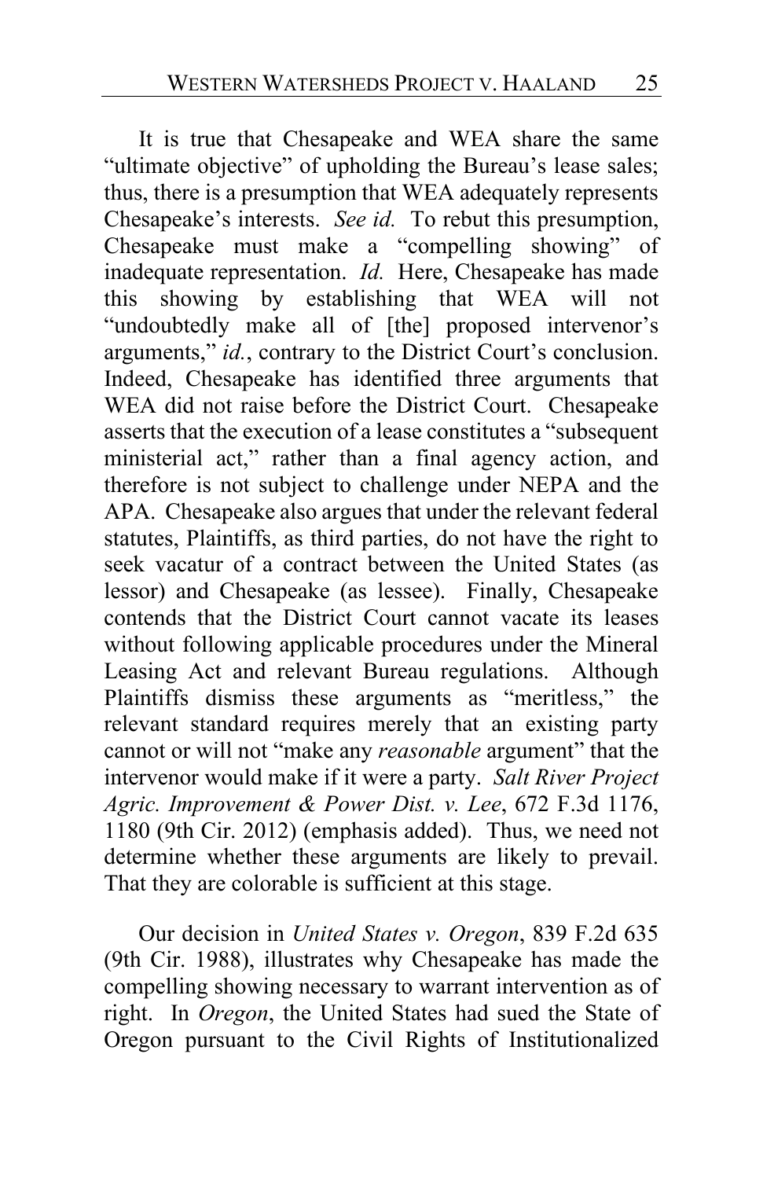It is true that Chesapeake and WEA share the same "ultimate objective" of upholding the Bureau's lease sales; thus, there is a presumption that WEA adequately represents Chesapeake's interests. *See id.* To rebut this presumption, Chesapeake must make a "compelling showing" of inadequate representation. *Id.* Here, Chesapeake has made this showing by establishing that WEA will not "undoubtedly make all of [the] proposed intervenor's arguments," *id.*, contrary to the District Court's conclusion. Indeed, Chesapeake has identified three arguments that WEA did not raise before the District Court. Chesapeake asserts that the execution of a lease constitutes a "subsequent ministerial act," rather than a final agency action, and therefore is not subject to challenge under NEPA and the APA. Chesapeake also argues that under the relevant federal statutes, Plaintiffs, as third parties, do not have the right to seek vacatur of a contract between the United States (as lessor) and Chesapeake (as lessee). Finally, Chesapeake contends that the District Court cannot vacate its leases without following applicable procedures under the Mineral Leasing Act and relevant Bureau regulations. Although Plaintiffs dismiss these arguments as "meritless," the relevant standard requires merely that an existing party cannot or will not "make any *reasonable* argument" that the intervenor would make if it were a party. *Salt River Project Agric. Improvement & Power Dist. v. Lee*, 672 F.3d 1176, 1180 (9th Cir. 2012) (emphasis added). Thus, we need not determine whether these arguments are likely to prevail. That they are colorable is sufficient at this stage.

Our decision in *United States v. Oregon*, 839 F.2d 635 (9th Cir. 1988), illustrates why Chesapeake has made the compelling showing necessary to warrant intervention as of right. In *Oregon*, the United States had sued the State of Oregon pursuant to the Civil Rights of Institutionalized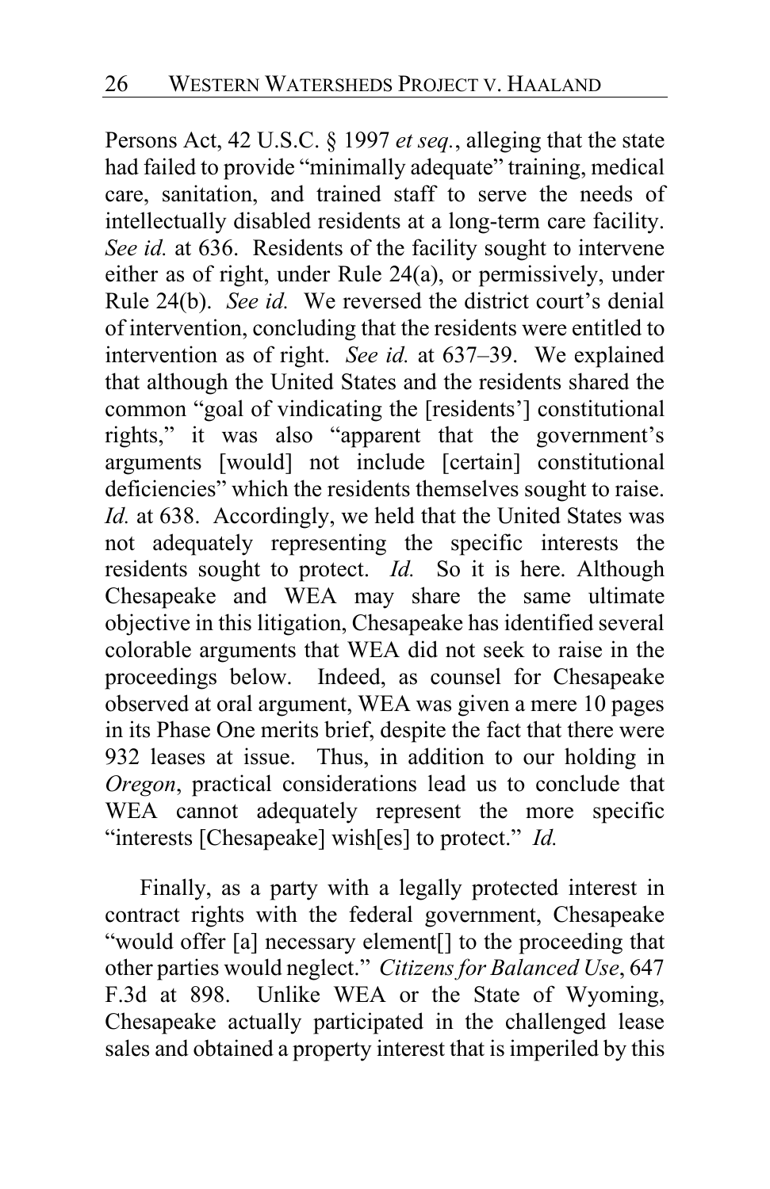Persons Act, 42 U.S.C. § 1997 *et seq.*, alleging that the state had failed to provide "minimally adequate" training, medical care, sanitation, and trained staff to serve the needs of intellectually disabled residents at a long-term care facility. *See id.* at 636. Residents of the facility sought to intervene either as of right, under Rule 24(a), or permissively, under Rule 24(b). *See id.* We reversed the district court's denial of intervention, concluding that the residents were entitled to intervention as of right. *See id.* at 637–39. We explained that although the United States and the residents shared the common "goal of vindicating the [residents'] constitutional rights," it was also "apparent that the government's arguments [would] not include [certain] constitutional deficiencies" which the residents themselves sought to raise. *Id.* at 638. Accordingly, we held that the United States was not adequately representing the specific interests the residents sought to protect. *Id.* So it is here. Although Chesapeake and WEA may share the same ultimate objective in this litigation, Chesapeake has identified several colorable arguments that WEA did not seek to raise in the proceedings below. Indeed, as counsel for Chesapeake observed at oral argument, WEA was given a mere 10 pages in its Phase One merits brief, despite the fact that there were 932 leases at issue. Thus, in addition to our holding in *Oregon*, practical considerations lead us to conclude that WEA cannot adequately represent the more specific "interests [Chesapeake] wish[es] to protect." *Id.*

Finally, as a party with a legally protected interest in contract rights with the federal government, Chesapeake "would offer [a] necessary element[] to the proceeding that other parties would neglect." *Citizens for Balanced Use*, 647 F.3d at 898. Unlike WEA or the State of Wyoming, Chesapeake actually participated in the challenged lease sales and obtained a property interest that is imperiled by this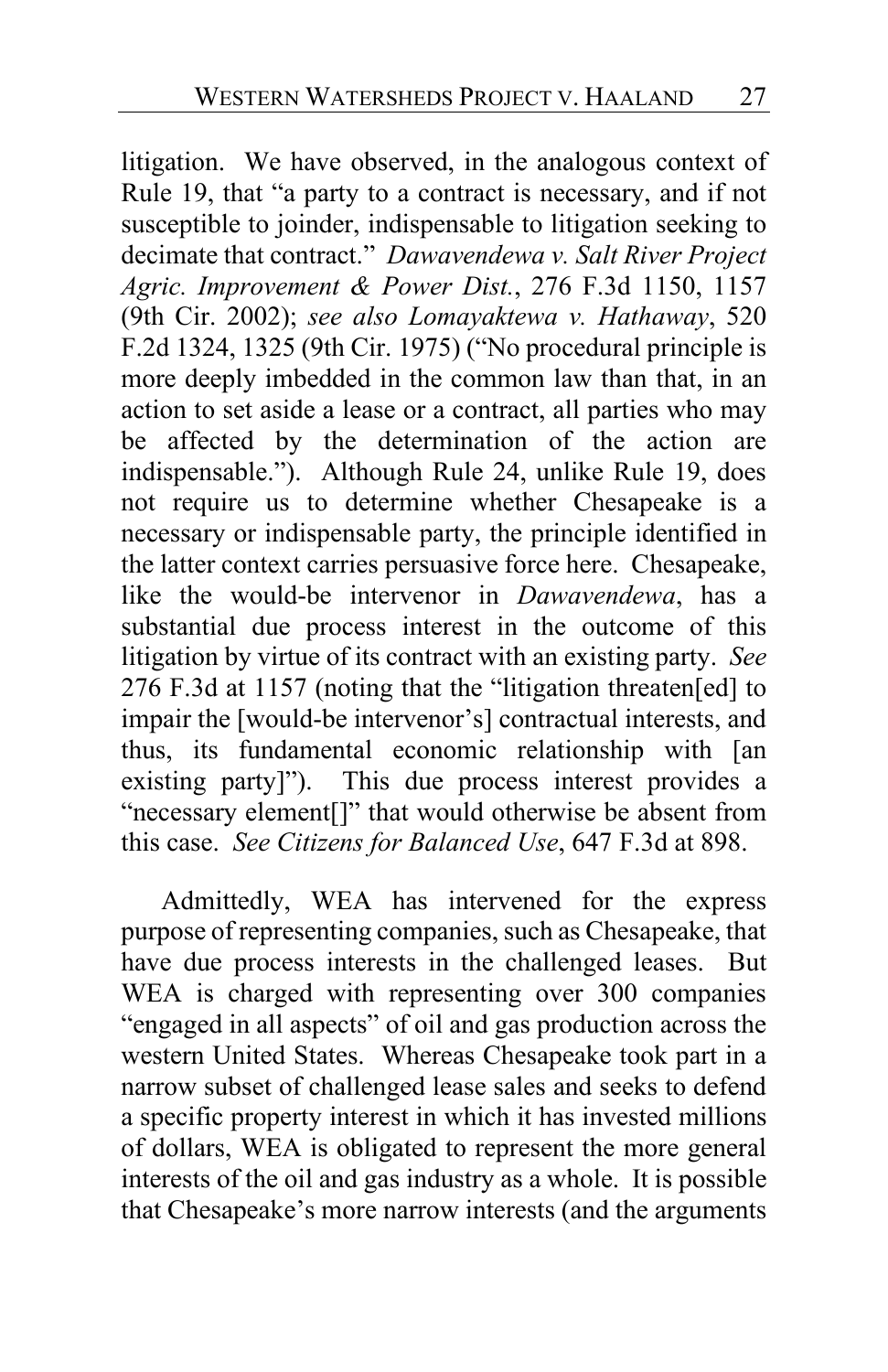litigation. We have observed, in the analogous context of Rule 19, that "a party to a contract is necessary, and if not susceptible to joinder, indispensable to litigation seeking to decimate that contract." *Dawavendewa v. Salt River Project Agric. Improvement & Power Dist.*, 276 F.3d 1150, 1157 (9th Cir. 2002); *see also Lomayaktewa v. Hathaway*, 520 F.2d 1324, 1325 (9th Cir. 1975) ("No procedural principle is more deeply imbedded in the common law than that, in an action to set aside a lease or a contract, all parties who may be affected by the determination of the action are indispensable."). Although Rule 24, unlike Rule 19, does not require us to determine whether Chesapeake is a necessary or indispensable party, the principle identified in the latter context carries persuasive force here. Chesapeake, like the would-be intervenor in *Dawavendewa*, has a substantial due process interest in the outcome of this litigation by virtue of its contract with an existing party. *See* 276 F.3d at 1157 (noting that the "litigation threaten[ed] to impair the [would-be intervenor's] contractual interests, and thus, its fundamental economic relationship with [an existing party]"). This due process interest provides a "necessary element[]" that would otherwise be absent from this case. *See Citizens for Balanced Use*, 647 F.3d at 898.

Admittedly, WEA has intervened for the express purpose of representing companies, such as Chesapeake, that have due process interests in the challenged leases. But WEA is charged with representing over 300 companies "engaged in all aspects" of oil and gas production across the western United States. Whereas Chesapeake took part in a narrow subset of challenged lease sales and seeks to defend a specific property interest in which it has invested millions of dollars, WEA is obligated to represent the more general interests of the oil and gas industry as a whole. It is possible that Chesapeake's more narrow interests (and the arguments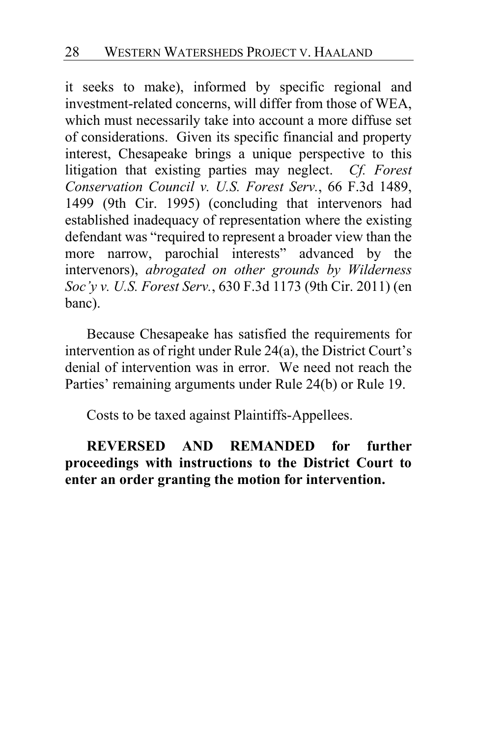it seeks to make), informed by specific regional and investment-related concerns, will differ from those of WEA, which must necessarily take into account a more diffuse set of considerations. Given its specific financial and property interest, Chesapeake brings a unique perspective to this litigation that existing parties may neglect. *Cf. Forest Conservation Council v. U.S. Forest Serv.*, 66 F.3d 1489, 1499 (9th Cir. 1995) (concluding that intervenors had established inadequacy of representation where the existing defendant was "required to represent a broader view than the more narrow, parochial interests" advanced by the intervenors), *abrogated on other grounds by Wilderness Soc'y v. U.S. Forest Serv.*, 630 F.3d 1173 (9th Cir. 2011) (en banc).

Because Chesapeake has satisfied the requirements for intervention as of right under Rule 24(a), the District Court's denial of intervention was in error. We need not reach the Parties' remaining arguments under Rule 24(b) or Rule 19.

Costs to be taxed against Plaintiffs-Appellees.

**REVERSED AND REMANDED for further proceedings with instructions to the District Court to enter an order granting the motion for intervention.**